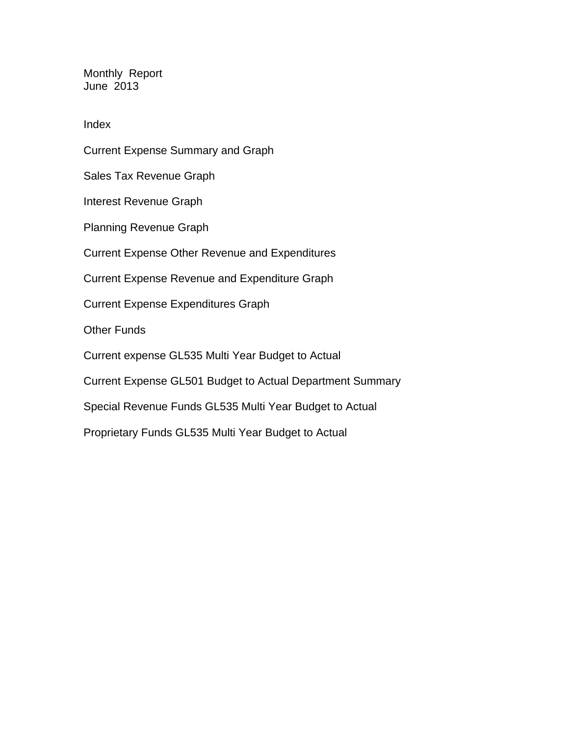# Monthly Report
## June 2013

## Index

Current Expense Summary and Graph

Sales Tax Revenue Graph

Interest Revenue Graph

Planning Revenue Graph

Current Expense Other Revenue and Expenditures

Current Expense Revenue and Expenditure Graph

Current Expense Expenditures Graph

Other Funds

Current expense GL535 Multi Year Budget to Actual

Current Expense GL501 Budget to Actual Department Summary

Special Revenue Funds GL535 Multi Year Budget to Actual

Proprietary Funds GL535 Multi Year Budget to Actual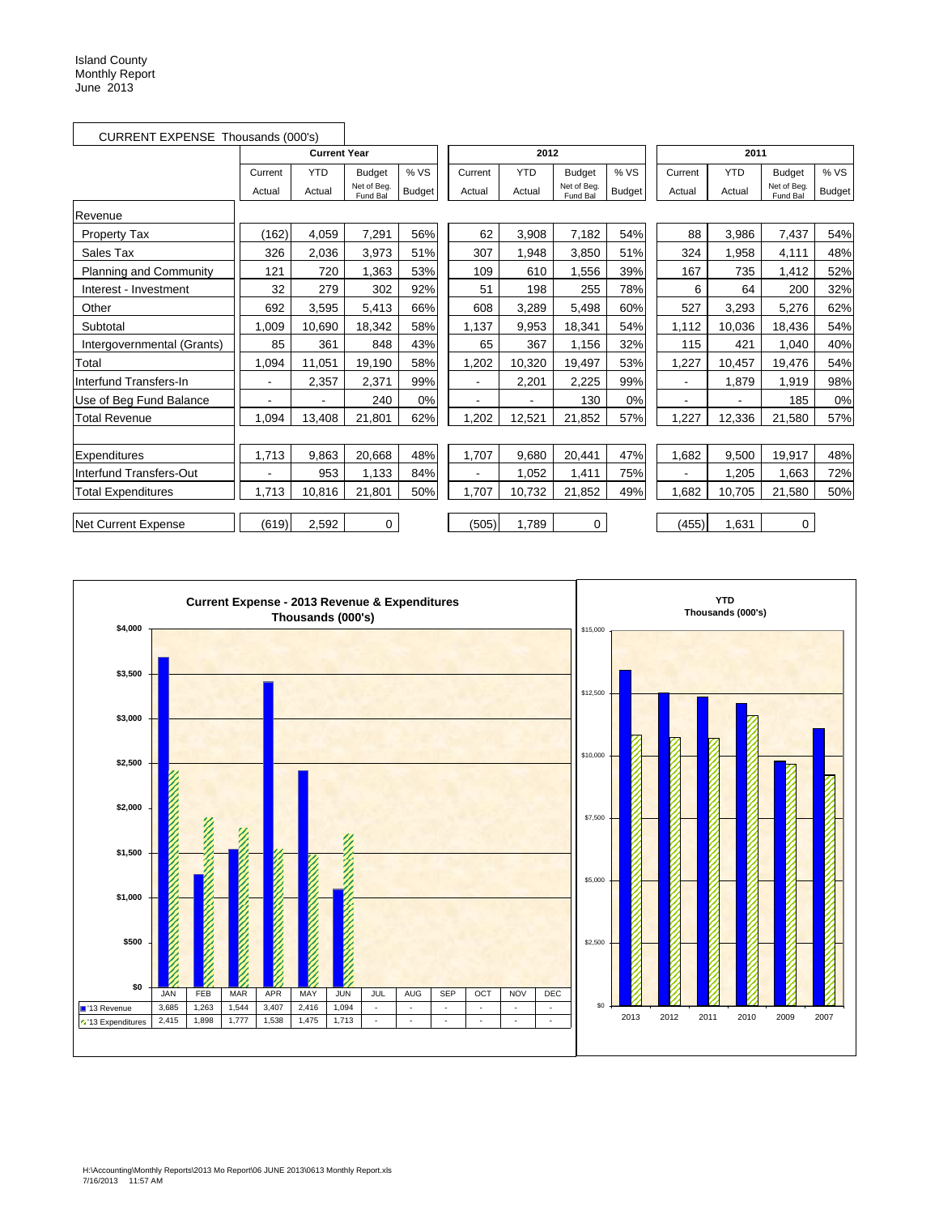Island County
Monthly Report
June 2013

## CURRENT EXPENSE Thousands (000's)

| | Current Year | | | | 2012 | | | | 2011 | | | |
|---|---|---|---|---|---|---|---|---|---|---|---|---|
| | Current Actual | YTD Actual | Budget Net of Beg. Fund Bal | % VS Budget | Current Actual | YTD Actual | Budget Net of Beg. Fund Bal | % VS Budget | Current Actual | YTD Actual | Budget Net of Beg. Fund Bal | % VS Budget |
| **Revenue** | | | | | | | | | | | | |
| Property Tax | (162) | 4,059 | 7,291 | 56% | 62 | 3,908 | 7,182 | 54% | 88 | 3,986 | 7,437 | 54% |
| Sales Tax | 326 | 2,036 | 3,973 | 51% | 307 | 1,948 | 3,850 | 51% | 324 | 1,958 | 4,111 | 48% |
| Planning and Community | 121 | 720 | 1,363 | 53% | 109 | 610 | 1,556 | 39% | 167 | 735 | 1,412 | 52% |
| Interest - Investment | 32 | 279 | 302 | 92% | 51 | 198 | 255 | 78% | 6 | 64 | 200 | 32% |
| Other | 692 | 3,595 | 5,413 | 66% | 608 | 3,289 | 5,498 | 60% | 527 | 3,293 | 5,276 | 62% |
| Subtotal | 1,009 | 10,690 | 18,342 | 58% | 1,137 | 9,953 | 18,341 | 54% | 1,112 | 10,036 | 18,436 | 54% |
| Intergovernmental (Grants) | 85 | 361 | 848 | 43% | 65 | 367 | 1,156 | 32% | 115 | 421 | 1,040 | 40% |
| Total | 1,094 | 11,051 | 19,190 | 58% | 1,202 | 10,320 | 19,497 | 53% | 1,227 | 10,457 | 19,476 | 54% |
| Interfund Transfers-In | - | 2,357 | 2,371 | 99% | - | 2,201 | 2,225 | 99% | - | 1,879 | 1,919 | 98% |
| Use of Beg Fund Balance | - | - | 240 | 0% | - | - | 130 | 0% | - | - | 185 | 0% |
| Total Revenue | 1,094 | 13,408 | 21,801 | 62% | 1,202 | 12,521 | 21,852 | 57% | 1,227 | 12,336 | 21,580 | 57% |
| | | | | | | | | | | | | |
| Expenditures | 1,713 | 9,863 | 20,668 | 48% | 1,707 | 9,680 | 20,441 | 47% | 1,682 | 9,500 | 19,917 | 48% |
| Interfund Transfers-Out | - | 953 | 1,133 | 84% | - | 1,052 | 1,411 | 75% | - | 1,205 | 1,663 | 72% |
| Total Expenditures | 1,713 | 10,816 | 21,801 | 50% | 1,707 | 10,732 | 21,852 | 49% | 1,682 | 10,705 | 21,580 | 50% |
| | | | | | | | | | | | | |
| Net Current Expense | (619) | 2,592 | 0 | | (505) | 1,789 | 0 | | (455) | 1,631 | 0 | |

**Current Expense - 2013 Revenue & Expenditures Thousands (000's)**

| | JAN | FEB | MAR | APR | MAY | JUN | JUL | AUG | SEP | OCT | NOV | DEC |
|---|---|---|---|---|---|---|---|---|---|---|---|---|
| '13 Revenue | 3,685 | 1,263 | 1,544 | 3,407 | 2,416 | 1,094 | - | - | - | - | - | - |
| '13 Expenditures | 2,415 | 1,898 | 1,777 | 1,538 | 1,475 | 1,713 | - | - | - | - | - | - |

**YTD Thousands (000's)**

H:\Accounting\Monthly Reports\2013 Mo Report\06 JUNE 2013\0613 Monthly Report.xls
7/16/2013 11:57 AM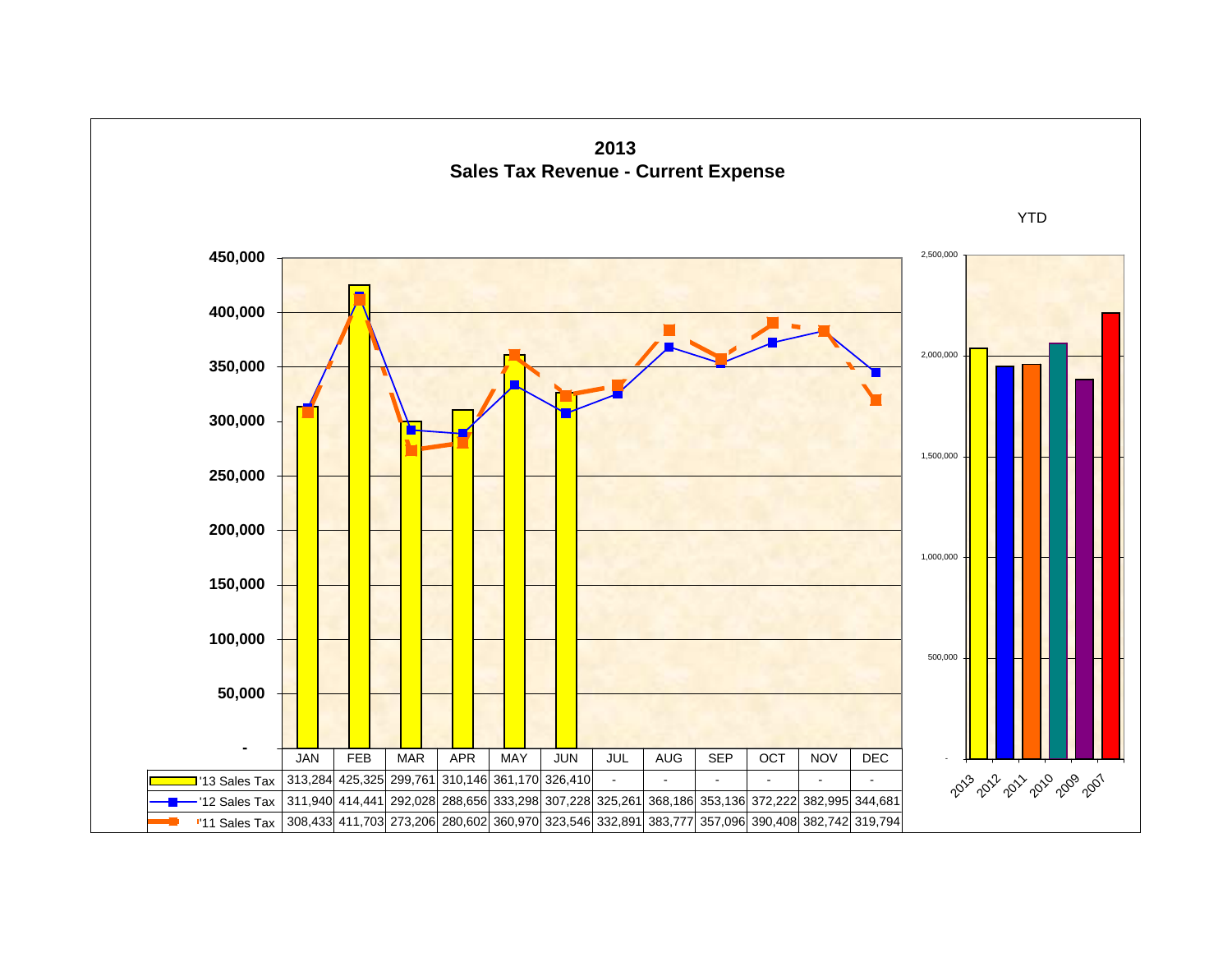# 2013
## Sales Tax Revenue - Current Expense

| | JAN | FEB | MAR | APR | MAY | JUN | JUL | AUG | SEP | OCT | NOV | DEC |
|---|---|---|---|---|---|---|---|---|---|---|---|---|
| '13 Sales Tax | 313,284 | 425,325 | 299,761 | 310,146 | 361,170 | 326,410 | - | - | - | - | - | - |
| '12 Sales Tax | 311,940 | 414,441 | 292,028 | 288,656 | 333,298 | 307,228 | 325,261 | 368,186 | 353,136 | 372,222 | 382,995 | 344,681 |
| '11 Sales Tax | 308,433 | 411,703 | 273,206 | 280,602 | 360,970 | 323,546 | 332,891 | 383,777 | 357,096 | 390,408 | 382,742 | 319,794 |

YTD

2013, 2012, 2011, 2010, 2009, 2007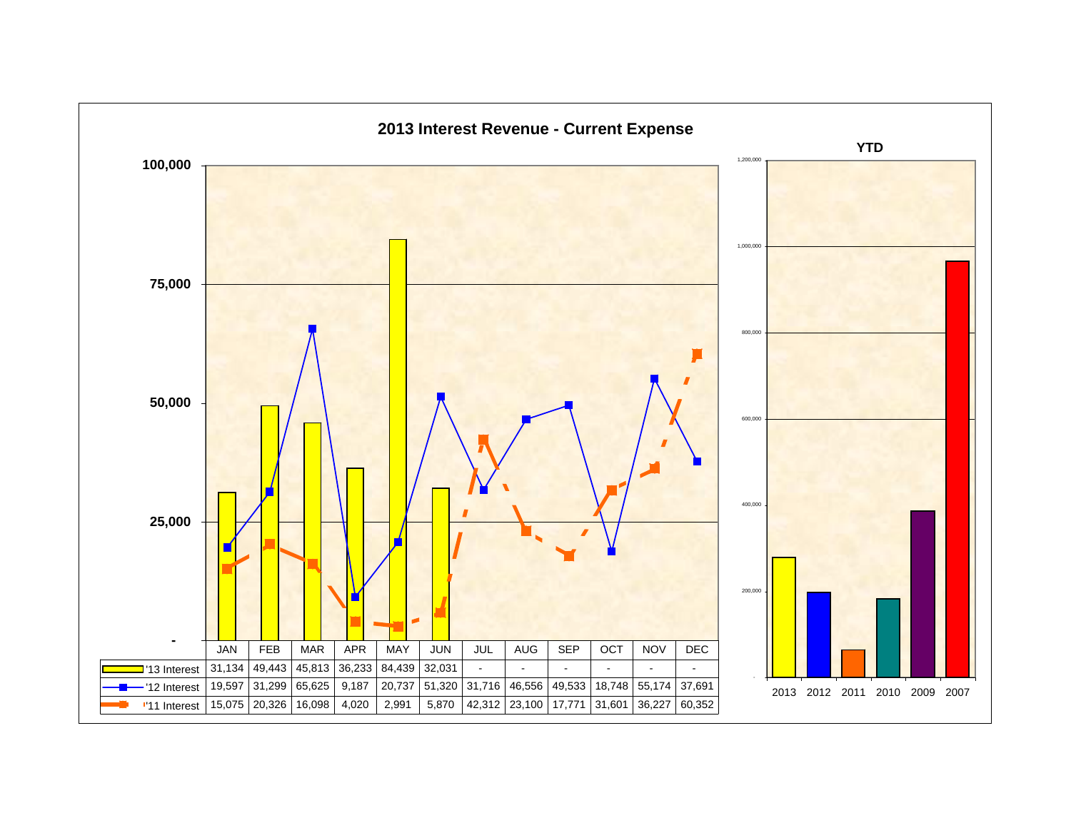## 2013 Interest Revenue - Current Expense

| | JAN | FEB | MAR | APR | MAY | JUN | JUL | AUG | SEP | OCT | NOV | DEC |
|---|---|---|---|---|---|---|---|---|---|---|---|---|
| '13 Interest | 31,134 | 49,443 | 45,813 | 36,233 | 84,439 | 32,031 | - | - | - | - | - | - |
| '12 Interest | 19,597 | 31,299 | 65,625 | 9,187 | 20,737 | 51,320 | 31,716 | 46,556 | 49,533 | 18,748 | 55,174 | 37,691 |
| '11 Interest | 15,075 | 20,326 | 16,098 | 4,020 | 2,991 | 5,870 | 42,312 | 23,100 | 17,771 | 31,601 | 36,227 | 60,352 |

### YTD

2013 2012 2011 2010 2009 2007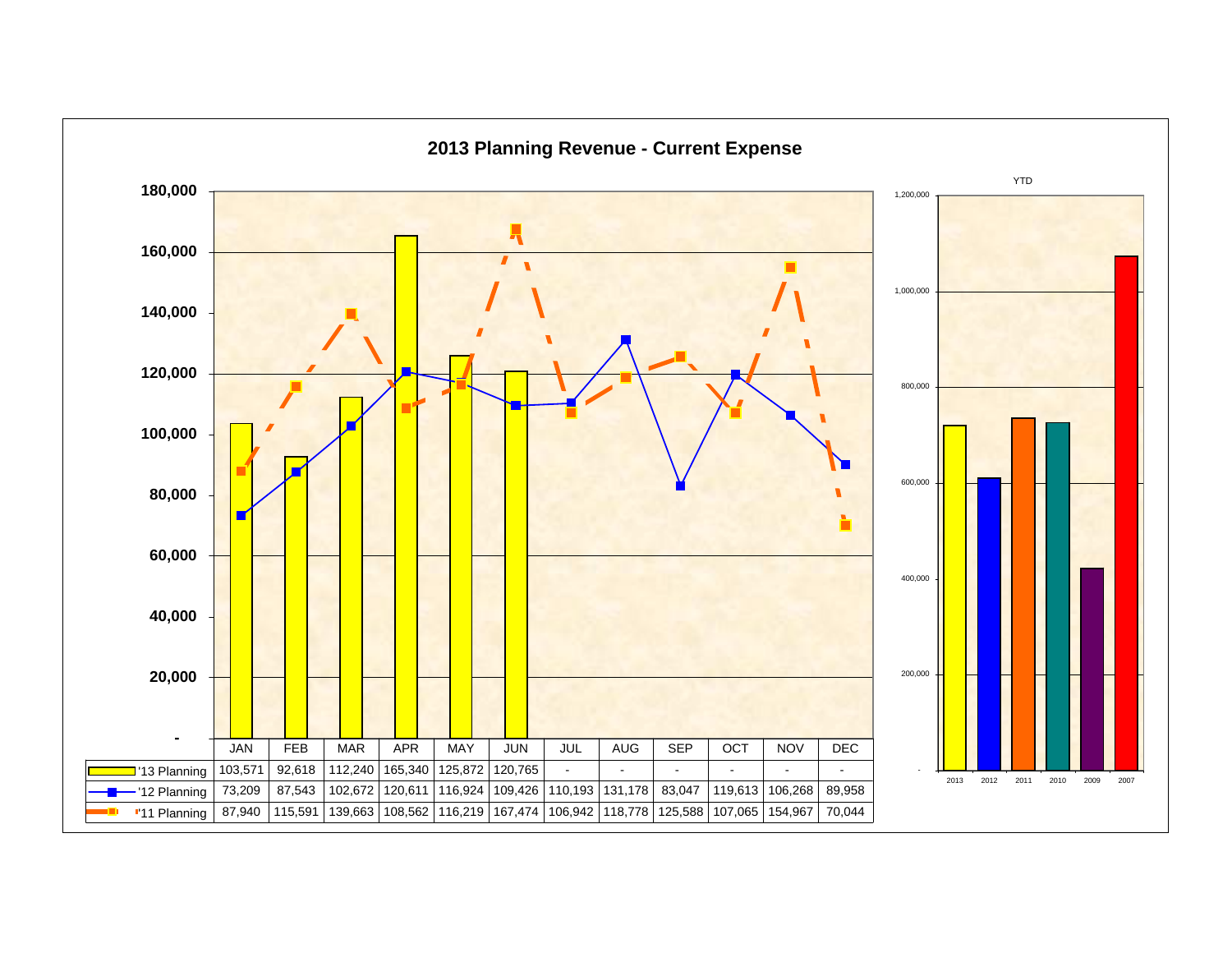# 2013 Planning Revenue - Current Expense

| | JAN | FEB | MAR | APR | MAY | JUN | JUL | AUG | SEP | OCT | NOV | DEC |
|---|---|---|---|---|---|---|---|---|---|---|---|---|
| '13 Planning | 103,571 | 92,618 | 112,240 | 165,340 | 125,872 | 120,765 | - | - | - | - | - | - |
| '12 Planning | 73,209 | 87,543 | 102,672 | 120,611 | 116,924 | 109,426 | 110,193 | 131,178 | 83,047 | 119,613 | 106,268 | 89,958 |
| '11 Planning | 87,940 | 115,591 | 139,663 | 108,562 | 116,219 | 167,474 | 106,942 | 118,778 | 125,588 | 107,065 | 154,967 | 70,044 |

YTD

2013, 2012, 2011, 2010, 2009, 2007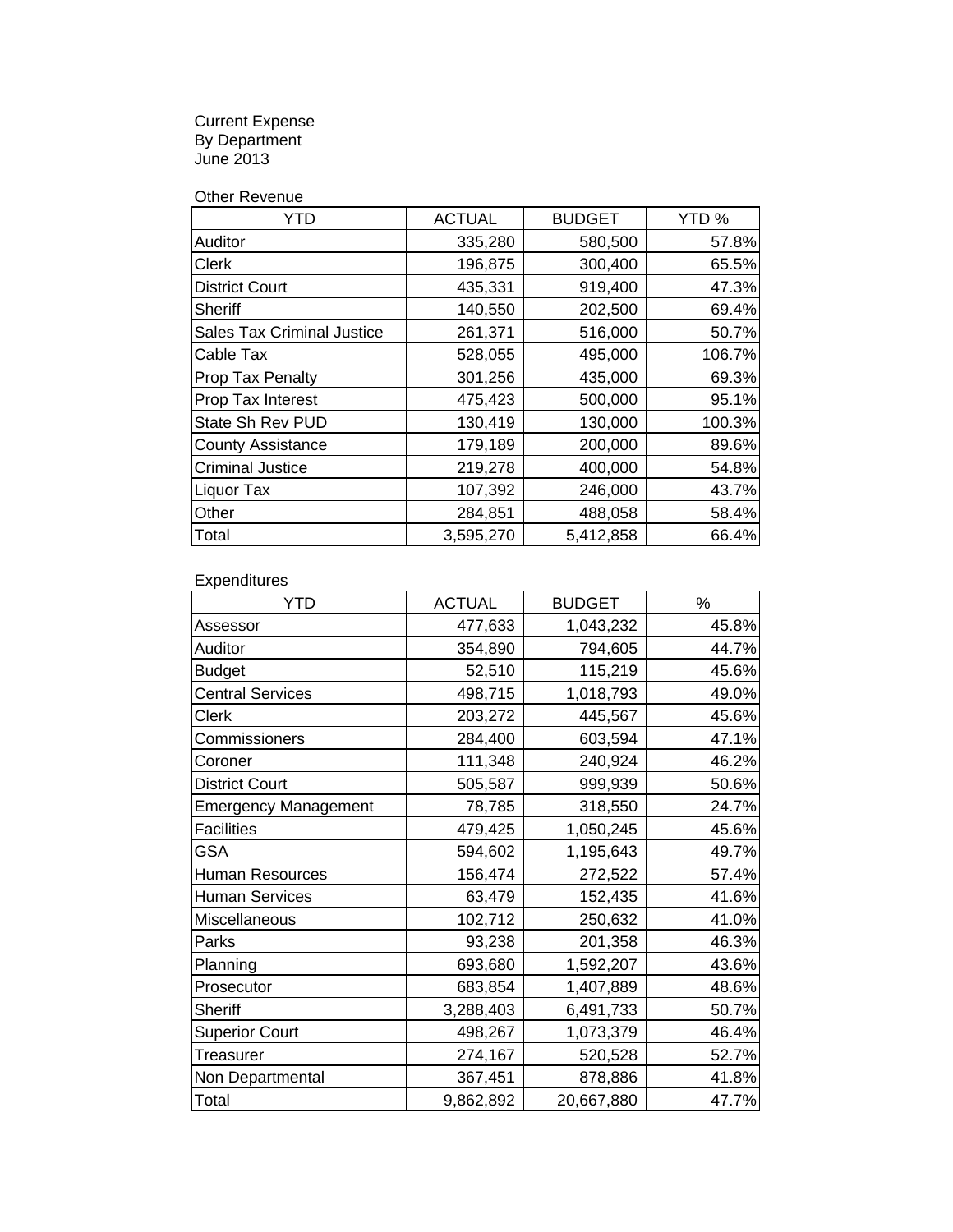Current Expense
By Department
June 2013

Other Revenue

| YTD | ACTUAL | BUDGET | YTD % |
|---|---:|---:|---:|
| Auditor | 335,280 | 580,500 | 57.8% |
| Clerk | 196,875 | 300,400 | 65.5% |
| District Court | 435,331 | 919,400 | 47.3% |
| Sheriff | 140,550 | 202,500 | 69.4% |
| Sales Tax Criminal Justice | 261,371 | 516,000 | 50.7% |
| Cable Tax | 528,055 | 495,000 | 106.7% |
| Prop Tax Penalty | 301,256 | 435,000 | 69.3% |
| Prop Tax Interest | 475,423 | 500,000 | 95.1% |
| State Sh Rev PUD | 130,419 | 130,000 | 100.3% |
| County Assistance | 179,189 | 200,000 | 89.6% |
| Criminal Justice | 219,278 | 400,000 | 54.8% |
| Liquor Tax | 107,392 | 246,000 | 43.7% |
| Other | 284,851 | 488,058 | 58.4% |
| Total | 3,595,270 | 5,412,858 | 66.4% |

Expenditures

| YTD | ACTUAL | BUDGET | % |
|---|---:|---:|---:|
| Assessor | 477,633 | 1,043,232 | 45.8% |
| Auditor | 354,890 | 794,605 | 44.7% |
| Budget | 52,510 | 115,219 | 45.6% |
| Central Services | 498,715 | 1,018,793 | 49.0% |
| Clerk | 203,272 | 445,567 | 45.6% |
| Commissioners | 284,400 | 603,594 | 47.1% |
| Coroner | 111,348 | 240,924 | 46.2% |
| District Court | 505,587 | 999,939 | 50.6% |
| Emergency Management | 78,785 | 318,550 | 24.7% |
| Facilities | 479,425 | 1,050,245 | 45.6% |
| GSA | 594,602 | 1,195,643 | 49.7% |
| Human Resources | 156,474 | 272,522 | 57.4% |
| Human Services | 63,479 | 152,435 | 41.6% |
| Miscellaneous | 102,712 | 250,632 | 41.0% |
| Parks | 93,238 | 201,358 | 46.3% |
| Planning | 693,680 | 1,592,207 | 43.6% |
| Prosecutor | 683,854 | 1,407,889 | 48.6% |
| Sheriff | 3,288,403 | 6,491,733 | 50.7% |
| Superior Court | 498,267 | 1,073,379 | 46.4% |
| Treasurer | 274,167 | 520,528 | 52.7% |
| Non Departmental | 367,451 | 878,886 | 41.8% |
| Total | 9,862,892 | 20,667,880 | 47.7% |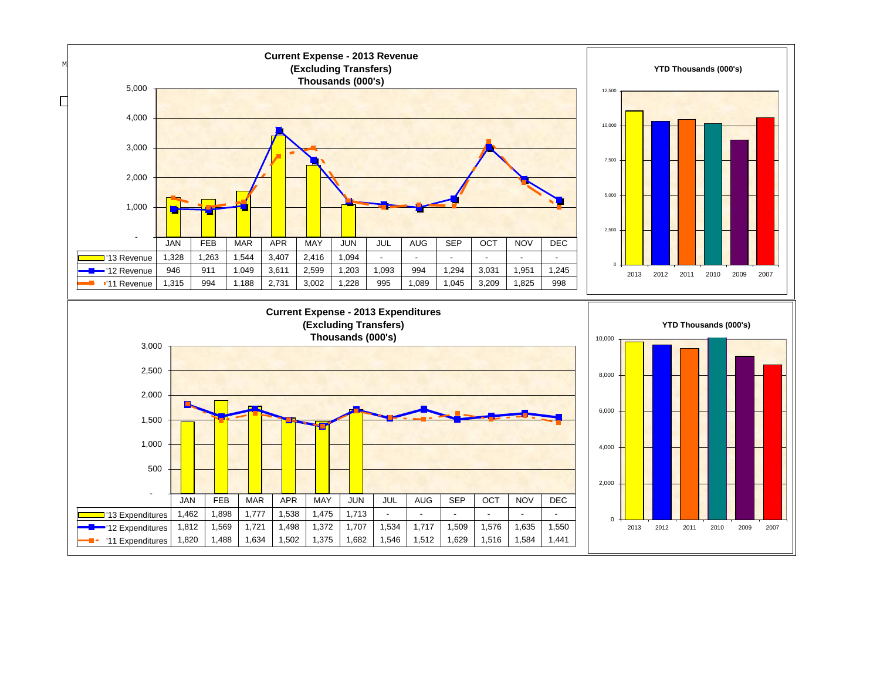## Current Expense - 2013 Revenue
### (Excluding Transfers)
### Thousands (000's)

| | JAN | FEB | MAR | APR | MAY | JUN | JUL | AUG | SEP | OCT | NOV | DEC |
|---|---|---|---|---|---|---|---|---|---|---|---|---|
| '13 Revenue | 1,328 | 1,263 | 1,544 | 3,407 | 2,416 | 1,094 | - | - | - | - | - | - |
| '12 Revenue | 946 | 911 | 1,049 | 3,611 | 2,599 | 1,203 | 1,093 | 994 | 1,294 | 3,031 | 1,951 | 1,245 |
| '11 Revenue | 1,315 | 994 | 1,188 | 2,731 | 3,002 | 1,228 | 995 | 1,089 | 1,045 | 3,209 | 1,825 | 998 |

**YTD Thousands (000's)**

2013, 2012, 2011, 2010, 2009, 2007

## Current Expense - 2013 Expenditures
### (Excluding Transfers)
### Thousands (000's)

| | JAN | FEB | MAR | APR | MAY | JUN | JUL | AUG | SEP | OCT | NOV | DEC |
|---|---|---|---|---|---|---|---|---|---|---|---|---|
| '13 Expenditures | 1,462 | 1,898 | 1,777 | 1,538 | 1,475 | 1,713 | - | - | - | - | - | - |
| '12 Expenditures | 1,812 | 1,569 | 1,721 | 1,498 | 1,372 | 1,707 | 1,534 | 1,717 | 1,509 | 1,576 | 1,635 | 1,550 |
| '11 Expenditures | 1,820 | 1,488 | 1,634 | 1,502 | 1,375 | 1,682 | 1,546 | 1,512 | 1,629 | 1,516 | 1,584 | 1,441 |

**YTD Thousands (000's)**

2013, 2012, 2011, 2010, 2009, 2007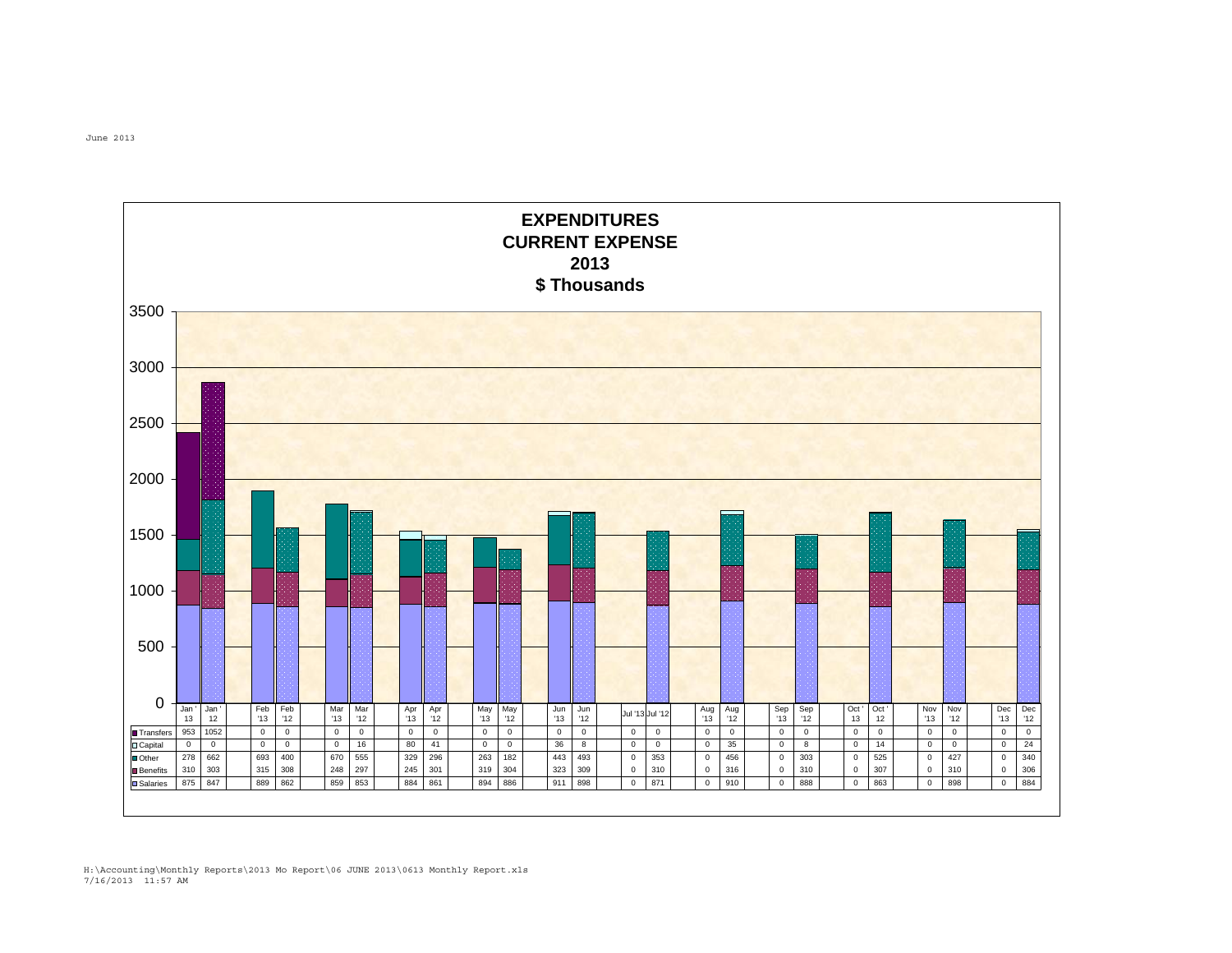June 2013

# EXPENDITURES
## CURRENT EXPENSE
## 2013
## $ Thousands

| | Jan '13 | Jan '12 | Feb '13 | Feb '12 | Mar '13 | Mar '12 | Apr '13 | Apr '12 | May '13 | May '12 | Jun '13 | Jun '12 | Jul '13 | Jul '12 | Aug '13 | Aug '12 | Sep '13 | Sep '12 | Oct '13 | Oct '12 | Nov '13 | Nov '12 | Dec '13 | Dec '12 |
|---|---|---|---|---|---|---|---|---|---|---|---|---|---|---|---|---|---|---|---|---|---|---|---|---|
| Transfers | 953 | 1052 | 0 | 0 | 0 | 0 | 0 | 0 | 0 | 0 | 0 | 0 | 0 | 0 | 0 | 0 | 0 | 0 | 0 | 0 | 0 | 0 | 0 | 0 |
| Capital | 0 | 0 | 0 | 0 | 0 | 16 | 80 | 41 | 0 | 0 | 36 | 8 | 0 | 0 | 0 | 35 | 0 | 8 | 0 | 14 | 0 | 0 | 0 | 24 |
| Other | 278 | 662 | 693 | 400 | 670 | 555 | 329 | 296 | 263 | 182 | 443 | 493 | 0 | 353 | 0 | 456 | 0 | 303 | 0 | 525 | 0 | 427 | 0 | 340 |
| Benefits | 310 | 303 | 315 | 308 | 248 | 297 | 245 | 301 | 319 | 304 | 323 | 309 | 0 | 310 | 0 | 316 | 0 | 310 | 0 | 307 | 0 | 310 | 0 | 306 |
| Salaries | 875 | 847 | 889 | 862 | 859 | 853 | 884 | 861 | 894 | 886 | 911 | 898 | 0 | 871 | 0 | 910 | 0 | 888 | 0 | 863 | 0 | 898 | 0 | 884 |

H:\Accounting\Monthly Reports\2013 Mo Report\06 JUNE 2013\0613 Monthly Report.xls
7/16/2013 11:57 AM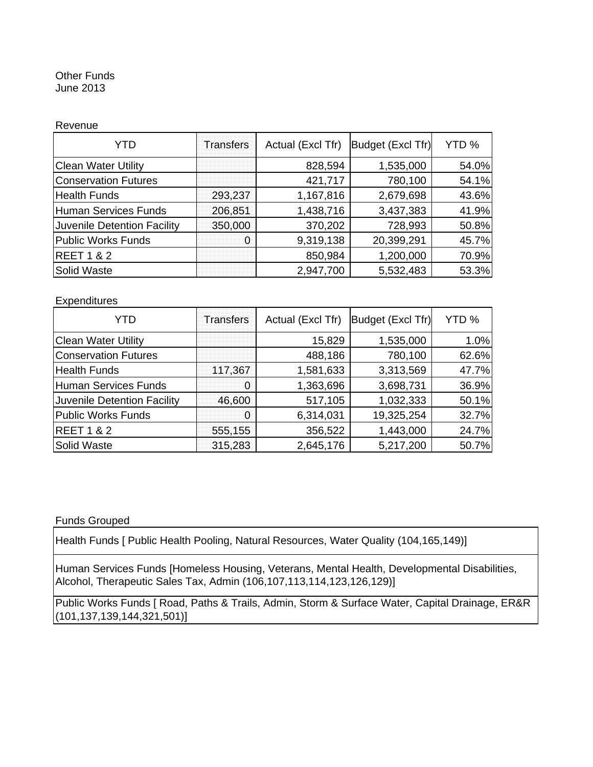Other Funds
June 2013

Revenue

| YTD | Transfers | Actual (Excl Tfr) | Budget (Excl Tfr) | YTD % |
|---|---|---|---|---|
| Clean Water Utility | | 828,594 | 1,535,000 | 54.0% |
| Conservation Futures | | 421,717 | 780,100 | 54.1% |
| Health Funds | 293,237 | 1,167,816 | 2,679,698 | 43.6% |
| Human Services Funds | 206,851 | 1,438,716 | 3,437,383 | 41.9% |
| Juvenile Detention Facility | 350,000 | 370,202 | 728,993 | 50.8% |
| Public Works Funds | 0 | 9,319,138 | 20,399,291 | 45.7% |
| REET 1 & 2 | | 850,984 | 1,200,000 | 70.9% |
| Solid Waste | | 2,947,700 | 5,532,483 | 53.3% |

Expenditures

| YTD | Transfers | Actual (Excl Tfr) | Budget (Excl Tfr) | YTD % |
|---|---|---|---|---|
| Clean Water Utility | | 15,829 | 1,535,000 | 1.0% |
| Conservation Futures | | 488,186 | 780,100 | 62.6% |
| Health Funds | 117,367 | 1,581,633 | 3,313,569 | 47.7% |
| Human Services Funds | 0 | 1,363,696 | 3,698,731 | 36.9% |
| Juvenile Detention Facility | 46,600 | 517,105 | 1,032,333 | 50.1% |
| Public Works Funds | 0 | 6,314,031 | 19,325,254 | 32.7% |
| REET 1 & 2 | 555,155 | 356,522 | 1,443,000 | 24.7% |
| Solid Waste | 315,283 | 2,645,176 | 5,217,200 | 50.7% |

Funds Grouped

| Funds Grouped |
|---|
| Health Funds [ Public Health Pooling, Natural Resources, Water Quality (104,165,149)] |
| Human Services Funds [Homeless Housing, Veterans, Mental Health, Developmental Disabilities, Alcohol, Therapeutic Sales Tax, Admin (106,107,113,114,123,126,129)] |
| Public Works Funds [ Road, Paths & Trails, Admin, Storm & Surface Water, Capital Drainage, ER&R (101,137,139,144,321,501)] |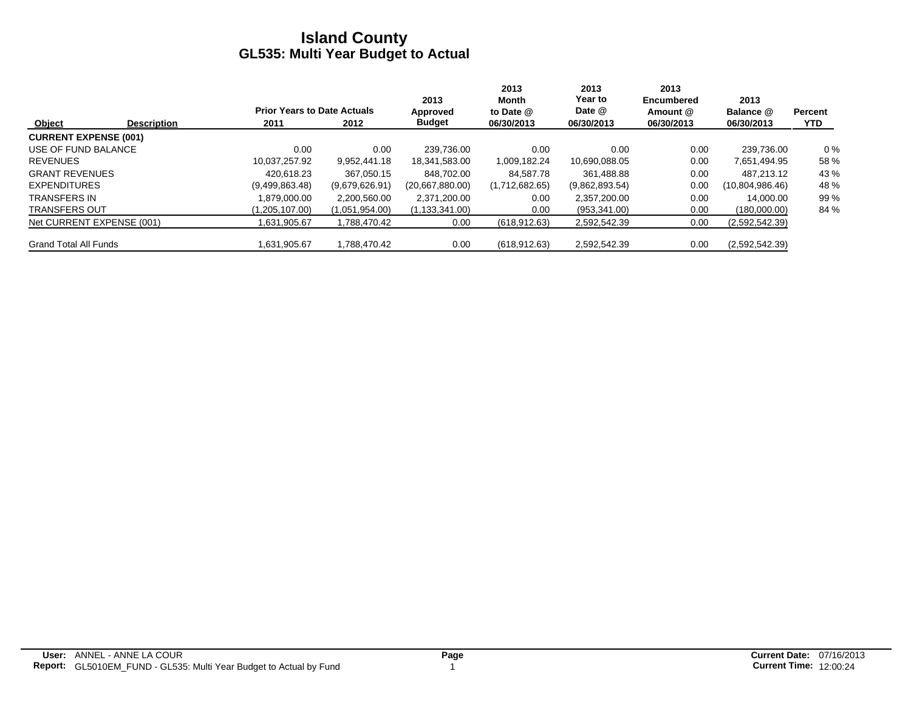# Island County
## GL535: Multi Year Budget to Actual

| Object | Description | Prior Years to Date Actuals 2011 | Prior Years to Date Actuals 2012 | 2013 Approved Budget | 2013 Month to Date @ 06/30/2013 | 2013 Year to Date @ 06/30/2013 | 2013 Encumbered Amount @ 06/30/2013 | 2013 Balance @ 06/30/2013 | Percent YTD |
|---|---|---|---|---|---|---|---|---|---|
| **CURRENT EXPENSE (001)** | | | | | | | | | |
| USE OF FUND BALANCE | | 0.00 | 0.00 | 239,736.00 | 0.00 | 0.00 | 0.00 | 239,736.00 | 0 % |
| REVENUES | | 10,037,257.92 | 9,952,441.18 | 18,341,583.00 | 1,009,182.24 | 10,690,088.05 | 0.00 | 7,651,494.95 | 58 % |
| GRANT REVENUES | | 420,618.23 | 367,050.15 | 848,702.00 | 84,587.78 | 361,488.88 | 0.00 | 487,213.12 | 43 % |
| EXPENDITURES | | (9,499,863.48) | (9,679,626.91) | (20,667,880.00) | (1,712,682.65) | (9,862,893.54) | 0.00 | (10,804,986.46) | 48 % |
| TRANSFERS IN | | 1,879,000.00 | 2,200,560.00 | 2,371,200.00 | 0.00 | 2,357,200.00 | 0.00 | 14,000.00 | 99 % |
| TRANSFERS OUT | | (1,205,107.00) | (1,051,954.00) | (1,133,341.00) | 0.00 | (953,341.00) | 0.00 | (180,000.00) | 84 % |
| Net CURRENT EXPENSE (001) | | 1,631,905.67 | 1,788,470.42 | 0.00 | (618,912.63) | 2,592,542.39 | 0.00 | (2,592,542.39) | |
| Grand Total All Funds | | 1,631,905.67 | 1,788,470.42 | 0.00 | (618,912.63) | 2,592,542.39 | 0.00 | (2,592,542.39) | |

**User:** ANNEL - ANNE LA COUR
**Report:** GL5010EM_FUND - GL535: Multi Year Budget to Actual by Fund

**Current Date:** 07/16/2013
**Current Time:** 12:00:24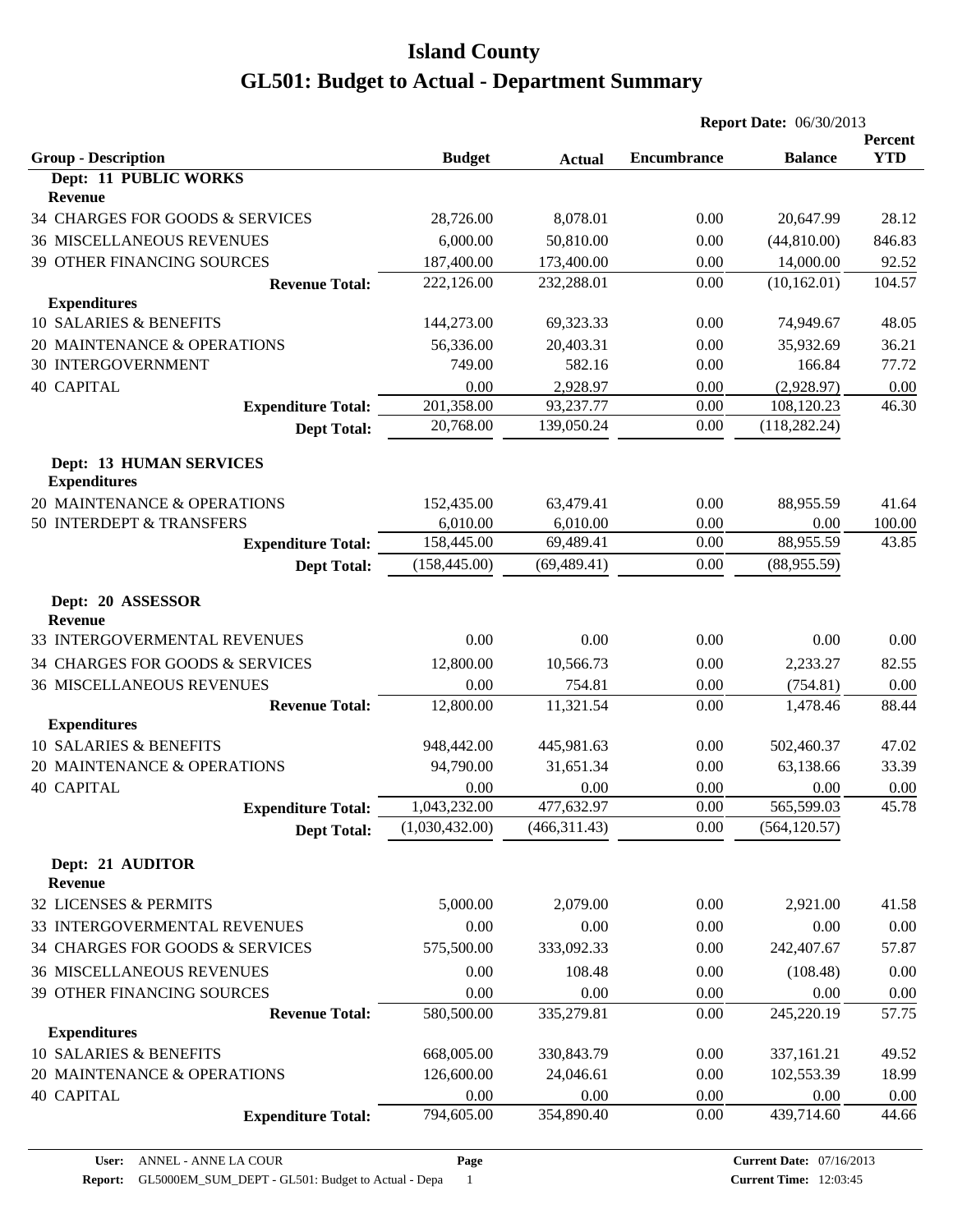# Island County

# GL501: Budget to Actual - Department Summary

**Report Date:** 06/30/2013

| Group - Description | Budget | Actual | Encumbrance | Balance | Percent YTD |
|---|---|---|---|---|---|
| **Dept: 11 PUBLIC WORKS** | | | | | |
| **Revenue** | | | | | |
| 34 CHARGES FOR GOODS & SERVICES | 28,726.00 | 8,078.01 | 0.00 | 20,647.99 | 28.12 |
| 36 MISCELLANEOUS REVENUES | 6,000.00 | 50,810.00 | 0.00 | (44,810.00) | 846.83 |
| 39 OTHER FINANCING SOURCES | 187,400.00 | 173,400.00 | 0.00 | 14,000.00 | 92.52 |
| **Revenue Total:** | 222,126.00 | 232,288.01 | 0.00 | (10,162.01) | 104.57 |
| **Expenditures** | | | | | |
| 10 SALARIES & BENEFITS | 144,273.00 | 69,323.33 | 0.00 | 74,949.67 | 48.05 |
| 20 MAINTENANCE & OPERATIONS | 56,336.00 | 20,403.31 | 0.00 | 35,932.69 | 36.21 |
| 30 INTERGOVERNMENT | 749.00 | 582.16 | 0.00 | 166.84 | 77.72 |
| 40 CAPITAL | 0.00 | 2,928.97 | 0.00 | (2,928.97) | 0.00 |
| **Expenditure Total:** | 201,358.00 | 93,237.77 | 0.00 | 108,120.23 | 46.30 |
| **Dept Total:** | 20,768.00 | 139,050.24 | 0.00 | (118,282.24) | |
| **Dept: 13 HUMAN SERVICES** | | | | | |
| **Expenditures** | | | | | |
| 20 MAINTENANCE & OPERATIONS | 152,435.00 | 63,479.41 | 0.00 | 88,955.59 | 41.64 |
| 50 INTERDEPT & TRANSFERS | 6,010.00 | 6,010.00 | 0.00 | 0.00 | 100.00 |
| **Expenditure Total:** | 158,445.00 | 69,489.41 | 0.00 | 88,955.59 | 43.85 |
| **Dept Total:** | (158,445.00) | (69,489.41) | 0.00 | (88,955.59) | |
| **Dept: 20 ASSESSOR** | | | | | |
| **Revenue** | | | | | |
| 33 INTERGOVERMENTAL REVENUES | 0.00 | 0.00 | 0.00 | 0.00 | 0.00 |
| 34 CHARGES FOR GOODS & SERVICES | 12,800.00 | 10,566.73 | 0.00 | 2,233.27 | 82.55 |
| 36 MISCELLANEOUS REVENUES | 0.00 | 754.81 | 0.00 | (754.81) | 0.00 |
| **Revenue Total:** | 12,800.00 | 11,321.54 | 0.00 | 1,478.46 | 88.44 |
| **Expenditures** | | | | | |
| 10 SALARIES & BENEFITS | 948,442.00 | 445,981.63 | 0.00 | 502,460.37 | 47.02 |
| 20 MAINTENANCE & OPERATIONS | 94,790.00 | 31,651.34 | 0.00 | 63,138.66 | 33.39 |
| 40 CAPITAL | 0.00 | 0.00 | 0.00 | 0.00 | 0.00 |
| **Expenditure Total:** | 1,043,232.00 | 477,632.97 | 0.00 | 565,599.03 | 45.78 |
| **Dept Total:** | (1,030,432.00) | (466,311.43) | 0.00 | (564,120.57) | |
| **Dept: 21 AUDITOR** | | | | | |
| **Revenue** | | | | | |
| 32 LICENSES & PERMITS | 5,000.00 | 2,079.00 | 0.00 | 2,921.00 | 41.58 |
| 33 INTERGOVERMENTAL REVENUES | 0.00 | 0.00 | 0.00 | 0.00 | 0.00 |
| 34 CHARGES FOR GOODS & SERVICES | 575,500.00 | 333,092.33 | 0.00 | 242,407.67 | 57.87 |
| 36 MISCELLANEOUS REVENUES | 0.00 | 108.48 | 0.00 | (108.48) | 0.00 |
| 39 OTHER FINANCING SOURCES | 0.00 | 0.00 | 0.00 | 0.00 | 0.00 |
| **Revenue Total:** | 580,500.00 | 335,279.81 | 0.00 | 245,220.19 | 57.75 |
| **Expenditures** | | | | | |
| 10 SALARIES & BENEFITS | 668,005.00 | 330,843.79 | 0.00 | 337,161.21 | 49.52 |
| 20 MAINTENANCE & OPERATIONS | 126,600.00 | 24,046.61 | 0.00 | 102,553.39 | 18.99 |
| 40 CAPITAL | 0.00 | 0.00 | 0.00 | 0.00 | 0.00 |
| **Expenditure Total:** | 794,605.00 | 354,890.40 | 0.00 | 439,714.60 | 44.66 |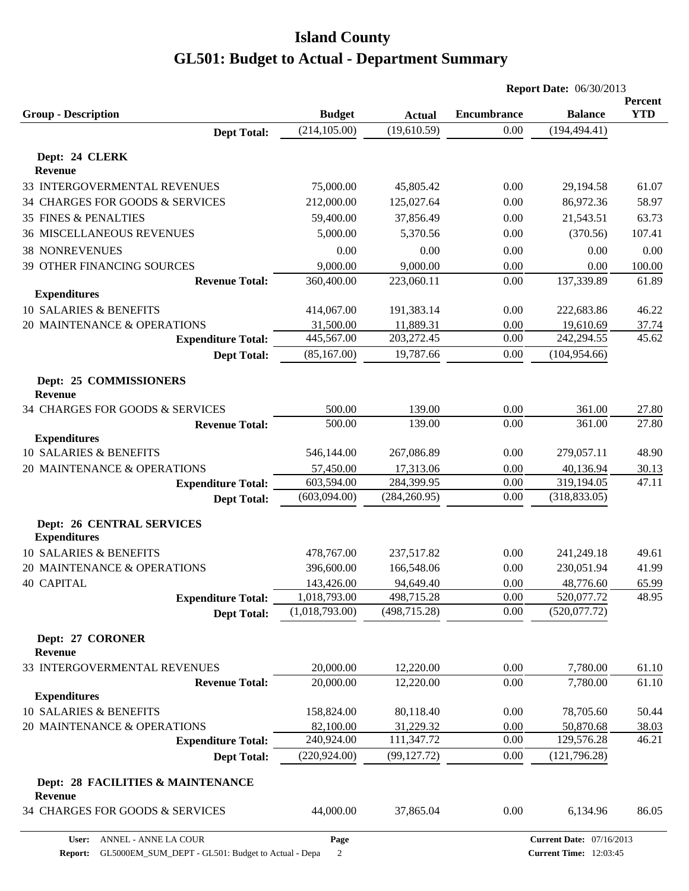# Island County

# GL501: Budget to Actual - Department Summary

**Report Date:** 06/30/2013

| Group - Description | Budget | Actual | Encumbrance | Balance | Percent YTD |
|---|---|---|---|---|---|
| **Dept Total:** | (214,105.00) | (19,610.59) | 0.00 | (194,494.41) | |
| **Dept: 24 CLERK** | | | | | |
| **Revenue** | | | | | |
| 33 INTERGOVERMENTAL REVENUES | 75,000.00 | 45,805.42 | 0.00 | 29,194.58 | 61.07 |
| 34 CHARGES FOR GOODS & SERVICES | 212,000.00 | 125,027.64 | 0.00 | 86,972.36 | 58.97 |
| 35 FINES & PENALTIES | 59,400.00 | 37,856.49 | 0.00 | 21,543.51 | 63.73 |
| 36 MISCELLANEOUS REVENUES | 5,000.00 | 5,370.56 | 0.00 | (370.56) | 107.41 |
| 38 NONREVENUES | 0.00 | 0.00 | 0.00 | 0.00 | 0.00 |
| 39 OTHER FINANCING SOURCES | 9,000.00 | 9,000.00 | 0.00 | 0.00 | 100.00 |
| **Revenue Total:** | 360,400.00 | 223,060.11 | 0.00 | 137,339.89 | 61.89 |
| **Expenditures** | | | | | |
| 10 SALARIES & BENEFITS | 414,067.00 | 191,383.14 | 0.00 | 222,683.86 | 46.22 |
| 20 MAINTENANCE & OPERATIONS | 31,500.00 | 11,889.31 | 0.00 | 19,610.69 | 37.74 |
| **Expenditure Total:** | 445,567.00 | 203,272.45 | 0.00 | 242,294.55 | 45.62 |
| **Dept Total:** | (85,167.00) | 19,787.66 | 0.00 | (104,954.66) | |
| **Dept: 25 COMMISSIONERS** | | | | | |
| **Revenue** | | | | | |
| 34 CHARGES FOR GOODS & SERVICES | 500.00 | 139.00 | 0.00 | 361.00 | 27.80 |
| **Revenue Total:** | 500.00 | 139.00 | 0.00 | 361.00 | 27.80 |
| **Expenditures** | | | | | |
| 10 SALARIES & BENEFITS | 546,144.00 | 267,086.89 | 0.00 | 279,057.11 | 48.90 |
| 20 MAINTENANCE & OPERATIONS | 57,450.00 | 17,313.06 | 0.00 | 40,136.94 | 30.13 |
| **Expenditure Total:** | 603,594.00 | 284,399.95 | 0.00 | 319,194.05 | 47.11 |
| **Dept Total:** | (603,094.00) | (284,260.95) | 0.00 | (318,833.05) | |
| **Dept: 26 CENTRAL SERVICES** | | | | | |
| **Expenditures** | | | | | |
| 10 SALARIES & BENEFITS | 478,767.00 | 237,517.82 | 0.00 | 241,249.18 | 49.61 |
| 20 MAINTENANCE & OPERATIONS | 396,600.00 | 166,548.06 | 0.00 | 230,051.94 | 41.99 |
| 40 CAPITAL | 143,426.00 | 94,649.40 | 0.00 | 48,776.60 | 65.99 |
| **Expenditure Total:** | 1,018,793.00 | 498,715.28 | 0.00 | 520,077.72 | 48.95 |
| **Dept Total:** | (1,018,793.00) | (498,715.28) | 0.00 | (520,077.72) | |
| **Dept: 27 CORONER** | | | | | |
| **Revenue** | | | | | |
| 33 INTERGOVERMENTAL REVENUES | 20,000.00 | 12,220.00 | 0.00 | 7,780.00 | 61.10 |
| **Revenue Total:** | 20,000.00 | 12,220.00 | 0.00 | 7,780.00 | 61.10 |
| **Expenditures** | | | | | |
| 10 SALARIES & BENEFITS | 158,824.00 | 80,118.40 | 0.00 | 78,705.60 | 50.44 |
| 20 MAINTENANCE & OPERATIONS | 82,100.00 | 31,229.32 | 0.00 | 50,870.68 | 38.03 |
| **Expenditure Total:** | 240,924.00 | 111,347.72 | 0.00 | 129,576.28 | 46.21 |
| **Dept Total:** | (220,924.00) | (99,127.72) | 0.00 | (121,796.28) | |
| **Dept: 28 FACILITIES & MAINTENANCE** | | | | | |
| **Revenue** | | | | | |
| 34 CHARGES FOR GOODS & SERVICES | 44,000.00 | 37,865.04 | 0.00 | 6,134.96 | 86.05 |

**User:** ANNEL - ANNE LA COUR
**Report:** GL5000EM_SUM_DEPT - GL501: Budget to Actual - Depa
**Current Date:** 07/16/2013
**Current Time:** 12:03:45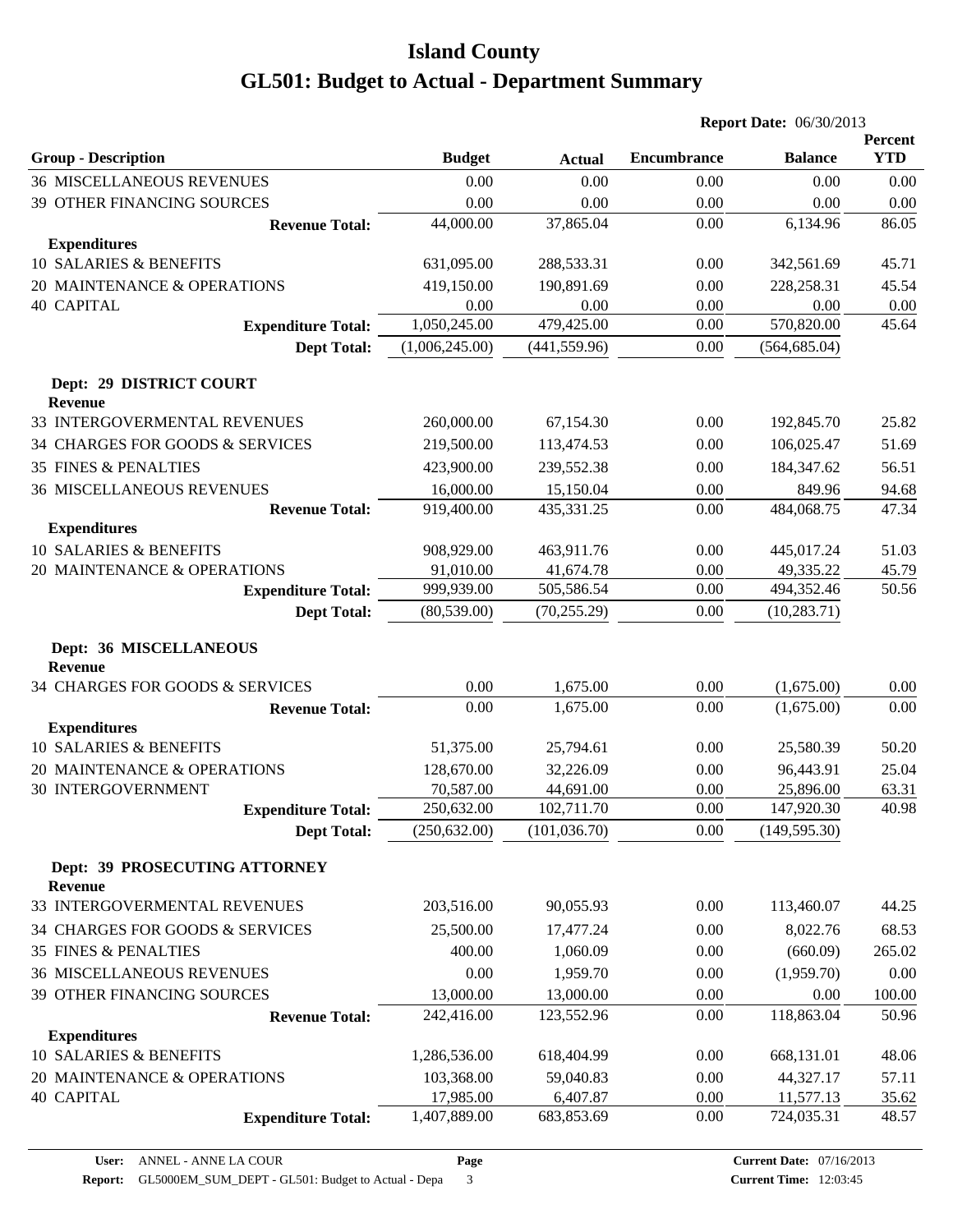# Island County

# GL501: Budget to Actual - Department Summary

**Report Date:** 06/30/2013

| Group - Description | Budget | Actual | Encumbrance | Balance | Percent YTD |
|---|---|---|---|---|---|
| 36 MISCELLANEOUS REVENUES | 0.00 | 0.00 | 0.00 | 0.00 | 0.00 |
| 39 OTHER FINANCING SOURCES | 0.00 | 0.00 | 0.00 | 0.00 | 0.00 |
| **Revenue Total:** | 44,000.00 | 37,865.04 | 0.00 | 6,134.96 | 86.05 |
| **Expenditures** | | | | | |
| 10 SALARIES & BENEFITS | 631,095.00 | 288,533.31 | 0.00 | 342,561.69 | 45.71 |
| 20 MAINTENANCE & OPERATIONS | 419,150.00 | 190,891.69 | 0.00 | 228,258.31 | 45.54 |
| 40 CAPITAL | 0.00 | 0.00 | 0.00 | 0.00 | 0.00 |
| **Expenditure Total:** | 1,050,245.00 | 479,425.00 | 0.00 | 570,820.00 | 45.64 |
| **Dept Total:** | (1,006,245.00) | (441,559.96) | 0.00 | (564,685.04) | |
| **Dept: 29 DISTRICT COURT** | | | | | |
| **Revenue** | | | | | |
| 33 INTERGOVERMENTAL REVENUES | 260,000.00 | 67,154.30 | 0.00 | 192,845.70 | 25.82 |
| 34 CHARGES FOR GOODS & SERVICES | 219,500.00 | 113,474.53 | 0.00 | 106,025.47 | 51.69 |
| 35 FINES & PENALTIES | 423,900.00 | 239,552.38 | 0.00 | 184,347.62 | 56.51 |
| 36 MISCELLANEOUS REVENUES | 16,000.00 | 15,150.04 | 0.00 | 849.96 | 94.68 |
| **Revenue Total:** | 919,400.00 | 435,331.25 | 0.00 | 484,068.75 | 47.34 |
| **Expenditures** | | | | | |
| 10 SALARIES & BENEFITS | 908,929.00 | 463,911.76 | 0.00 | 445,017.24 | 51.03 |
| 20 MAINTENANCE & OPERATIONS | 91,010.00 | 41,674.78 | 0.00 | 49,335.22 | 45.79 |
| **Expenditure Total:** | 999,939.00 | 505,586.54 | 0.00 | 494,352.46 | 50.56 |
| **Dept Total:** | (80,539.00) | (70,255.29) | 0.00 | (10,283.71) | |
| **Dept: 36 MISCELLANEOUS** | | | | | |
| **Revenue** | | | | | |
| 34 CHARGES FOR GOODS & SERVICES | 0.00 | 1,675.00 | 0.00 | (1,675.00) | 0.00 |
| **Revenue Total:** | 0.00 | 1,675.00 | 0.00 | (1,675.00) | 0.00 |
| **Expenditures** | | | | | |
| 10 SALARIES & BENEFITS | 51,375.00 | 25,794.61 | 0.00 | 25,580.39 | 50.20 |
| 20 MAINTENANCE & OPERATIONS | 128,670.00 | 32,226.09 | 0.00 | 96,443.91 | 25.04 |
| 30 INTERGOVERNMENT | 70,587.00 | 44,691.00 | 0.00 | 25,896.00 | 63.31 |
| **Expenditure Total:** | 250,632.00 | 102,711.70 | 0.00 | 147,920.30 | 40.98 |
| **Dept Total:** | (250,632.00) | (101,036.70) | 0.00 | (149,595.30) | |
| **Dept: 39 PROSECUTING ATTORNEY** | | | | | |
| **Revenue** | | | | | |
| 33 INTERGOVERMENTAL REVENUES | 203,516.00 | 90,055.93 | 0.00 | 113,460.07 | 44.25 |
| 34 CHARGES FOR GOODS & SERVICES | 25,500.00 | 17,477.24 | 0.00 | 8,022.76 | 68.53 |
| 35 FINES & PENALTIES | 400.00 | 1,060.09 | 0.00 | (660.09) | 265.02 |
| 36 MISCELLANEOUS REVENUES | 0.00 | 1,959.70 | 0.00 | (1,959.70) | 0.00 |
| 39 OTHER FINANCING SOURCES | 13,000.00 | 13,000.00 | 0.00 | 0.00 | 100.00 |
| **Revenue Total:** | 242,416.00 | 123,552.96 | 0.00 | 118,863.04 | 50.96 |
| **Expenditures** | | | | | |
| 10 SALARIES & BENEFITS | 1,286,536.00 | 618,404.99 | 0.00 | 668,131.01 | 48.06 |
| 20 MAINTENANCE & OPERATIONS | 103,368.00 | 59,040.83 | 0.00 | 44,327.17 | 57.11 |
| 40 CAPITAL | 17,985.00 | 6,407.87 | 0.00 | 11,577.13 | 35.62 |
| **Expenditure Total:** | 1,407,889.00 | 683,853.69 | 0.00 | 724,035.31 | 48.57 |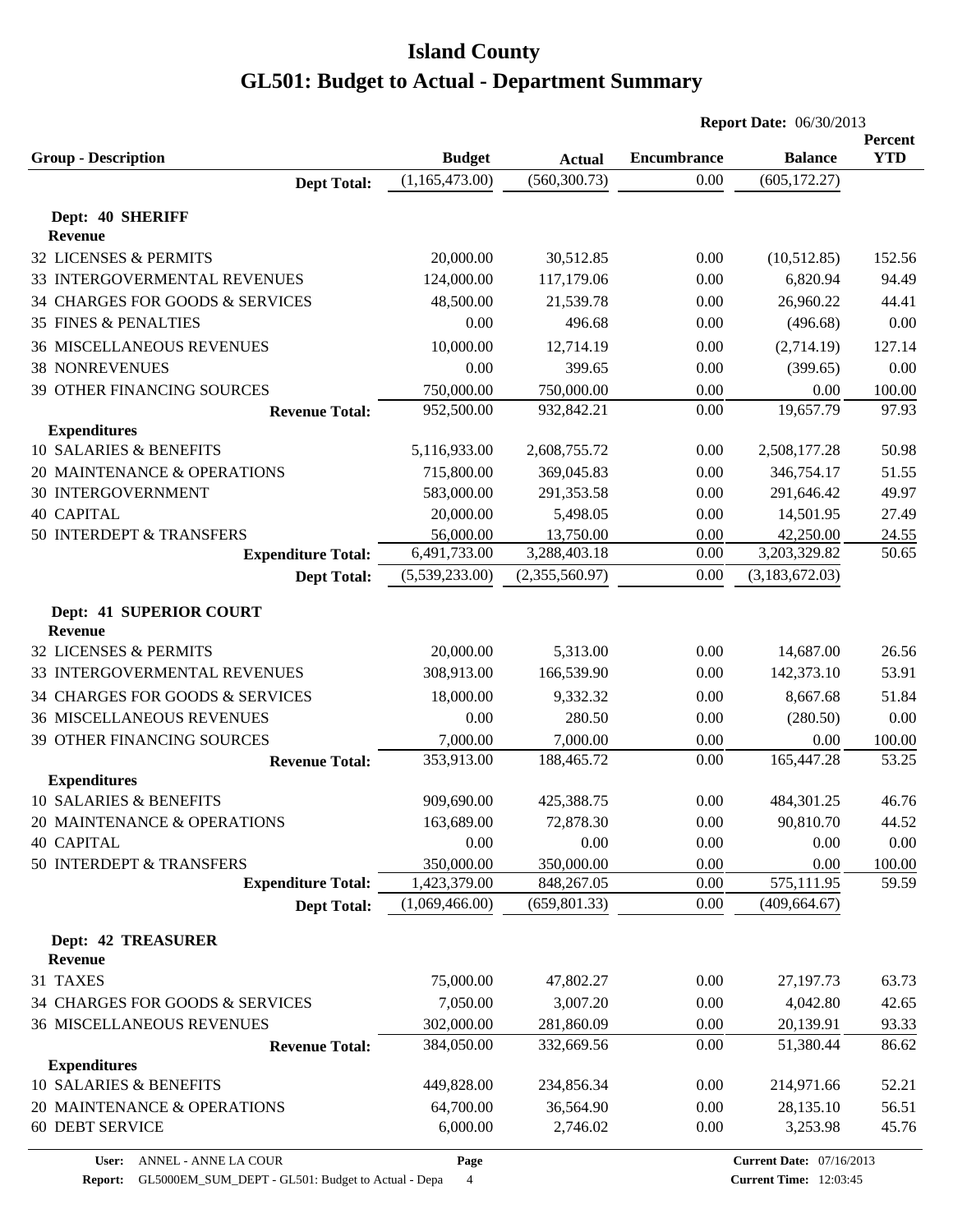# Island County
# GL501: Budget to Actual - Department Summary

**Report Date:** 06/30/2013

| Group - Description | Budget | Actual | Encumbrance | Balance | Percent YTD |
|---|---|---|---|---|---|
| **Dept Total:** | (1,165,473.00) | (560,300.73) | 0.00 | (605,172.27) | |
| **Dept: 40 SHERIFF** | | | | | |
| **Revenue** | | | | | |
| 32 LICENSES & PERMITS | 20,000.00 | 30,512.85 | 0.00 | (10,512.85) | 152.56 |
| 33 INTERGOVERMENTAL REVENUES | 124,000.00 | 117,179.06 | 0.00 | 6,820.94 | 94.49 |
| 34 CHARGES FOR GOODS & SERVICES | 48,500.00 | 21,539.78 | 0.00 | 26,960.22 | 44.41 |
| 35 FINES & PENALTIES | 0.00 | 496.68 | 0.00 | (496.68) | 0.00 |
| 36 MISCELLANEOUS REVENUES | 10,000.00 | 12,714.19 | 0.00 | (2,714.19) | 127.14 |
| 38 NONREVENUES | 0.00 | 399.65 | 0.00 | (399.65) | 0.00 |
| 39 OTHER FINANCING SOURCES | 750,000.00 | 750,000.00 | 0.00 | 0.00 | 100.00 |
| **Revenue Total:** | 952,500.00 | 932,842.21 | 0.00 | 19,657.79 | 97.93 |
| **Expenditures** | | | | | |
| 10 SALARIES & BENEFITS | 5,116,933.00 | 2,608,755.72 | 0.00 | 2,508,177.28 | 50.98 |
| 20 MAINTENANCE & OPERATIONS | 715,800.00 | 369,045.83 | 0.00 | 346,754.17 | 51.55 |
| 30 INTERGOVERNMENT | 583,000.00 | 291,353.58 | 0.00 | 291,646.42 | 49.97 |
| 40 CAPITAL | 20,000.00 | 5,498.05 | 0.00 | 14,501.95 | 27.49 |
| 50 INTERDEPT & TRANSFERS | 56,000.00 | 13,750.00 | 0.00 | 42,250.00 | 24.55 |
| **Expenditure Total:** | 6,491,733.00 | 3,288,403.18 | 0.00 | 3,203,329.82 | 50.65 |
| **Dept Total:** | (5,539,233.00) | (2,355,560.97) | 0.00 | (3,183,672.03) | |
| **Dept: 41 SUPERIOR COURT** | | | | | |
| **Revenue** | | | | | |
| 32 LICENSES & PERMITS | 20,000.00 | 5,313.00 | 0.00 | 14,687.00 | 26.56 |
| 33 INTERGOVERMENTAL REVENUES | 308,913.00 | 166,539.90 | 0.00 | 142,373.10 | 53.91 |
| 34 CHARGES FOR GOODS & SERVICES | 18,000.00 | 9,332.32 | 0.00 | 8,667.68 | 51.84 |
| 36 MISCELLANEOUS REVENUES | 0.00 | 280.50 | 0.00 | (280.50) | 0.00 |
| 39 OTHER FINANCING SOURCES | 7,000.00 | 7,000.00 | 0.00 | 0.00 | 100.00 |
| **Revenue Total:** | 353,913.00 | 188,465.72 | 0.00 | 165,447.28 | 53.25 |
| **Expenditures** | | | | | |
| 10 SALARIES & BENEFITS | 909,690.00 | 425,388.75 | 0.00 | 484,301.25 | 46.76 |
| 20 MAINTENANCE & OPERATIONS | 163,689.00 | 72,878.30 | 0.00 | 90,810.70 | 44.52 |
| 40 CAPITAL | 0.00 | 0.00 | 0.00 | 0.00 | 0.00 |
| 50 INTERDEPT & TRANSFERS | 350,000.00 | 350,000.00 | 0.00 | 0.00 | 100.00 |
| **Expenditure Total:** | 1,423,379.00 | 848,267.05 | 0.00 | 575,111.95 | 59.59 |
| **Dept Total:** | (1,069,466.00) | (659,801.33) | 0.00 | (409,664.67) | |
| **Dept: 42 TREASURER** | | | | | |
| **Revenue** | | | | | |
| 31 TAXES | 75,000.00 | 47,802.27 | 0.00 | 27,197.73 | 63.73 |
| 34 CHARGES FOR GOODS & SERVICES | 7,050.00 | 3,007.20 | 0.00 | 4,042.80 | 42.65 |
| 36 MISCELLANEOUS REVENUES | 302,000.00 | 281,860.09 | 0.00 | 20,139.91 | 93.33 |
| **Revenue Total:** | 384,050.00 | 332,669.56 | 0.00 | 51,380.44 | 86.62 |
| **Expenditures** | | | | | |
| 10 SALARIES & BENEFITS | 449,828.00 | 234,856.34 | 0.00 | 214,971.66 | 52.21 |
| 20 MAINTENANCE & OPERATIONS | 64,700.00 | 36,564.90 | 0.00 | 28,135.10 | 56.51 |
| 60 DEBT SERVICE | 6,000.00 | 2,746.02 | 0.00 | 3,253.98 | 45.76 |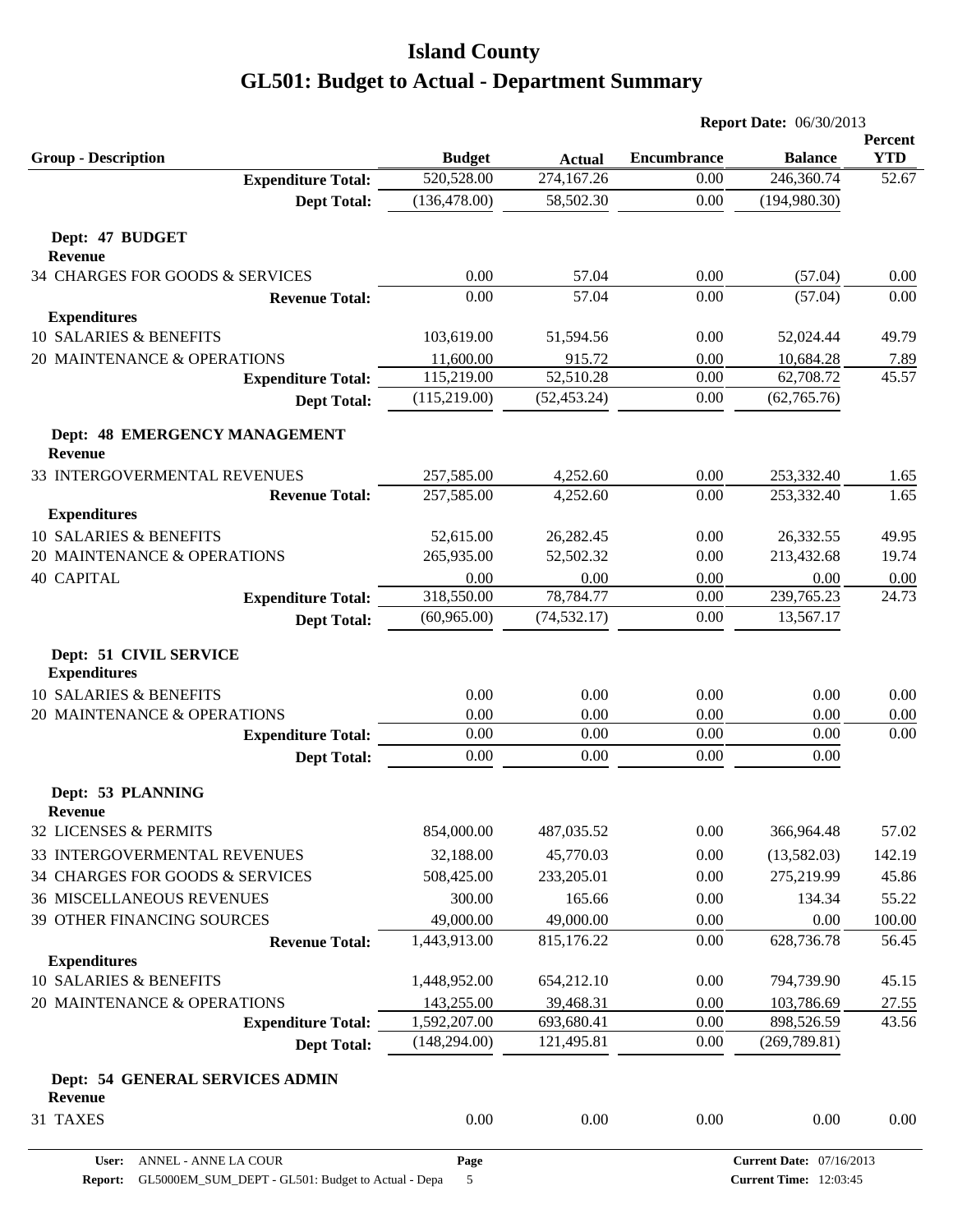# Island County

# GL501: Budget to Actual - Department Summary

**Report Date:** 06/30/2013

| Group - Description | Budget | Actual | Encumbrance | Balance | Percent YTD |
|---|---|---|---|---|---|
| **Expenditure Total:** | 520,528.00 | 274,167.26 | 0.00 | 246,360.74 | 52.67 |
| **Dept Total:** | (136,478.00) | 58,502.30 | 0.00 | (194,980.30) | |
| **Dept: 47 BUDGET** | | | | | |
| **Revenue** | | | | | |
| 34 CHARGES FOR GOODS & SERVICES | 0.00 | 57.04 | 0.00 | (57.04) | 0.00 |
| **Revenue Total:** | 0.00 | 57.04 | 0.00 | (57.04) | 0.00 |
| **Expenditures** | | | | | |
| 10 SALARIES & BENEFITS | 103,619.00 | 51,594.56 | 0.00 | 52,024.44 | 49.79 |
| 20 MAINTENANCE & OPERATIONS | 11,600.00 | 915.72 | 0.00 | 10,684.28 | 7.89 |
| **Expenditure Total:** | 115,219.00 | 52,510.28 | 0.00 | 62,708.72 | 45.57 |
| **Dept Total:** | (115,219.00) | (52,453.24) | 0.00 | (62,765.76) | |
| **Dept: 48 EMERGENCY MANAGEMENT** | | | | | |
| **Revenue** | | | | | |
| 33 INTERGOVERMENTAL REVENUES | 257,585.00 | 4,252.60 | 0.00 | 253,332.40 | 1.65 |
| **Revenue Total:** | 257,585.00 | 4,252.60 | 0.00 | 253,332.40 | 1.65 |
| **Expenditures** | | | | | |
| 10 SALARIES & BENEFITS | 52,615.00 | 26,282.45 | 0.00 | 26,332.55 | 49.95 |
| 20 MAINTENANCE & OPERATIONS | 265,935.00 | 52,502.32 | 0.00 | 213,432.68 | 19.74 |
| 40 CAPITAL | 0.00 | 0.00 | 0.00 | 0.00 | 0.00 |
| **Expenditure Total:** | 318,550.00 | 78,784.77 | 0.00 | 239,765.23 | 24.73 |
| **Dept Total:** | (60,965.00) | (74,532.17) | 0.00 | 13,567.17 | |
| **Dept: 51 CIVIL SERVICE** | | | | | |
| **Expenditures** | | | | | |
| 10 SALARIES & BENEFITS | 0.00 | 0.00 | 0.00 | 0.00 | 0.00 |
| 20 MAINTENANCE & OPERATIONS | 0.00 | 0.00 | 0.00 | 0.00 | 0.00 |
| **Expenditure Total:** | 0.00 | 0.00 | 0.00 | 0.00 | 0.00 |
| **Dept Total:** | 0.00 | 0.00 | 0.00 | 0.00 | |
| **Dept: 53 PLANNING** | | | | | |
| **Revenue** | | | | | |
| 32 LICENSES & PERMITS | 854,000.00 | 487,035.52 | 0.00 | 366,964.48 | 57.02 |
| 33 INTERGOVERMENTAL REVENUES | 32,188.00 | 45,770.03 | 0.00 | (13,582.03) | 142.19 |
| 34 CHARGES FOR GOODS & SERVICES | 508,425.00 | 233,205.01 | 0.00 | 275,219.99 | 45.86 |
| 36 MISCELLANEOUS REVENUES | 300.00 | 165.66 | 0.00 | 134.34 | 55.22 |
| 39 OTHER FINANCING SOURCES | 49,000.00 | 49,000.00 | 0.00 | 0.00 | 100.00 |
| **Revenue Total:** | 1,443,913.00 | 815,176.22 | 0.00 | 628,736.78 | 56.45 |
| **Expenditures** | | | | | |
| 10 SALARIES & BENEFITS | 1,448,952.00 | 654,212.10 | 0.00 | 794,739.90 | 45.15 |
| 20 MAINTENANCE & OPERATIONS | 143,255.00 | 39,468.31 | 0.00 | 103,786.69 | 27.55 |
| **Expenditure Total:** | 1,592,207.00 | 693,680.41 | 0.00 | 898,526.59 | 43.56 |
| **Dept Total:** | (148,294.00) | 121,495.81 | 0.00 | (269,789.81) | |
| **Dept: 54 GENERAL SERVICES ADMIN** | | | | | |
| **Revenue** | | | | | |
| 31 TAXES | 0.00 | 0.00 | 0.00 | 0.00 | 0.00 |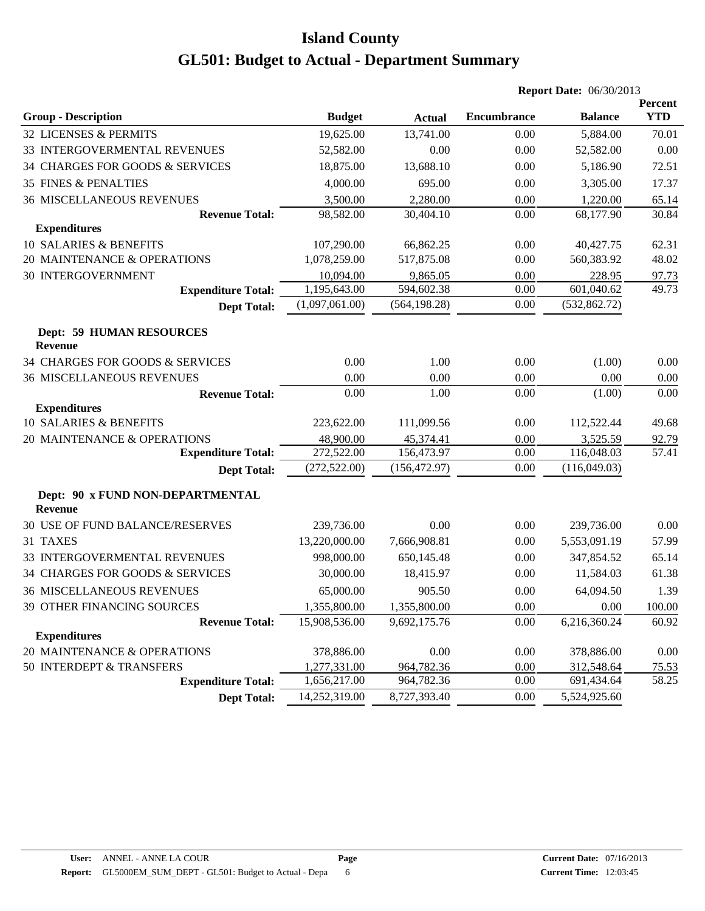# Island County
# GL501: Budget to Actual - Department Summary

**Report Date:** 06/30/2013

| Group - Description | Budget | Actual | Encumbrance | Balance | Percent YTD |
|---|---|---|---|---|---|
| 32 LICENSES & PERMITS | 19,625.00 | 13,741.00 | 0.00 | 5,884.00 | 70.01 |
| 33 INTERGOVERMENTAL REVENUES | 52,582.00 | 0.00 | 0.00 | 52,582.00 | 0.00 |
| 34 CHARGES FOR GOODS & SERVICES | 18,875.00 | 13,688.10 | 0.00 | 5,186.90 | 72.51 |
| 35 FINES & PENALTIES | 4,000.00 | 695.00 | 0.00 | 3,305.00 | 17.37 |
| 36 MISCELLANEOUS REVENUES | 3,500.00 | 2,280.00 | 0.00 | 1,220.00 | 65.14 |
| **Revenue Total:** | 98,582.00 | 30,404.10 | 0.00 | 68,177.90 | 30.84 |
| **Expenditures** | | | | | |
| 10 SALARIES & BENEFITS | 107,290.00 | 66,862.25 | 0.00 | 40,427.75 | 62.31 |
| 20 MAINTENANCE & OPERATIONS | 1,078,259.00 | 517,875.08 | 0.00 | 560,383.92 | 48.02 |
| 30 INTERGOVERNMENT | 10,094.00 | 9,865.05 | 0.00 | 228.95 | 97.73 |
| **Expenditure Total:** | 1,195,643.00 | 594,602.38 | 0.00 | 601,040.62 | 49.73 |
| **Dept Total:** | (1,097,061.00) | (564,198.28) | 0.00 | (532,862.72) | |
| **Dept: 59 HUMAN RESOURCES** | | | | | |
| **Revenue** | | | | | |
| 34 CHARGES FOR GOODS & SERVICES | 0.00 | 1.00 | 0.00 | (1.00) | 0.00 |
| 36 MISCELLANEOUS REVENUES | 0.00 | 0.00 | 0.00 | 0.00 | 0.00 |
| **Revenue Total:** | 0.00 | 1.00 | 0.00 | (1.00) | 0.00 |
| **Expenditures** | | | | | |
| 10 SALARIES & BENEFITS | 223,622.00 | 111,099.56 | 0.00 | 112,522.44 | 49.68 |
| 20 MAINTENANCE & OPERATIONS | 48,900.00 | 45,374.41 | 0.00 | 3,525.59 | 92.79 |
| **Expenditure Total:** | 272,522.00 | 156,473.97 | 0.00 | 116,048.03 | 57.41 |
| **Dept Total:** | (272,522.00) | (156,472.97) | 0.00 | (116,049.03) | |
| **Dept: 90 x FUND NON-DEPARTMENTAL** | | | | | |
| **Revenue** | | | | | |
| 30 USE OF FUND BALANCE/RESERVES | 239,736.00 | 0.00 | 0.00 | 239,736.00 | 0.00 |
| 31 TAXES | 13,220,000.00 | 7,666,908.81 | 0.00 | 5,553,091.19 | 57.99 |
| 33 INTERGOVERMENTAL REVENUES | 998,000.00 | 650,145.48 | 0.00 | 347,854.52 | 65.14 |
| 34 CHARGES FOR GOODS & SERVICES | 30,000.00 | 18,415.97 | 0.00 | 11,584.03 | 61.38 |
| 36 MISCELLANEOUS REVENUES | 65,000.00 | 905.50 | 0.00 | 64,094.50 | 1.39 |
| 39 OTHER FINANCING SOURCES | 1,355,800.00 | 1,355,800.00 | 0.00 | 0.00 | 100.00 |
| **Revenue Total:** | 15,908,536.00 | 9,692,175.76 | 0.00 | 6,216,360.24 | 60.92 |
| **Expenditures** | | | | | |
| 20 MAINTENANCE & OPERATIONS | 378,886.00 | 0.00 | 0.00 | 378,886.00 | 0.00 |
| 50 INTERDEPT & TRANSFERS | 1,277,331.00 | 964,782.36 | 0.00 | 312,548.64 | 75.53 |
| **Expenditure Total:** | 1,656,217.00 | 964,782.36 | 0.00 | 691,434.64 | 58.25 |
| **Dept Total:** | 14,252,319.00 | 8,727,393.40 | 0.00 | 5,524,925.60 | |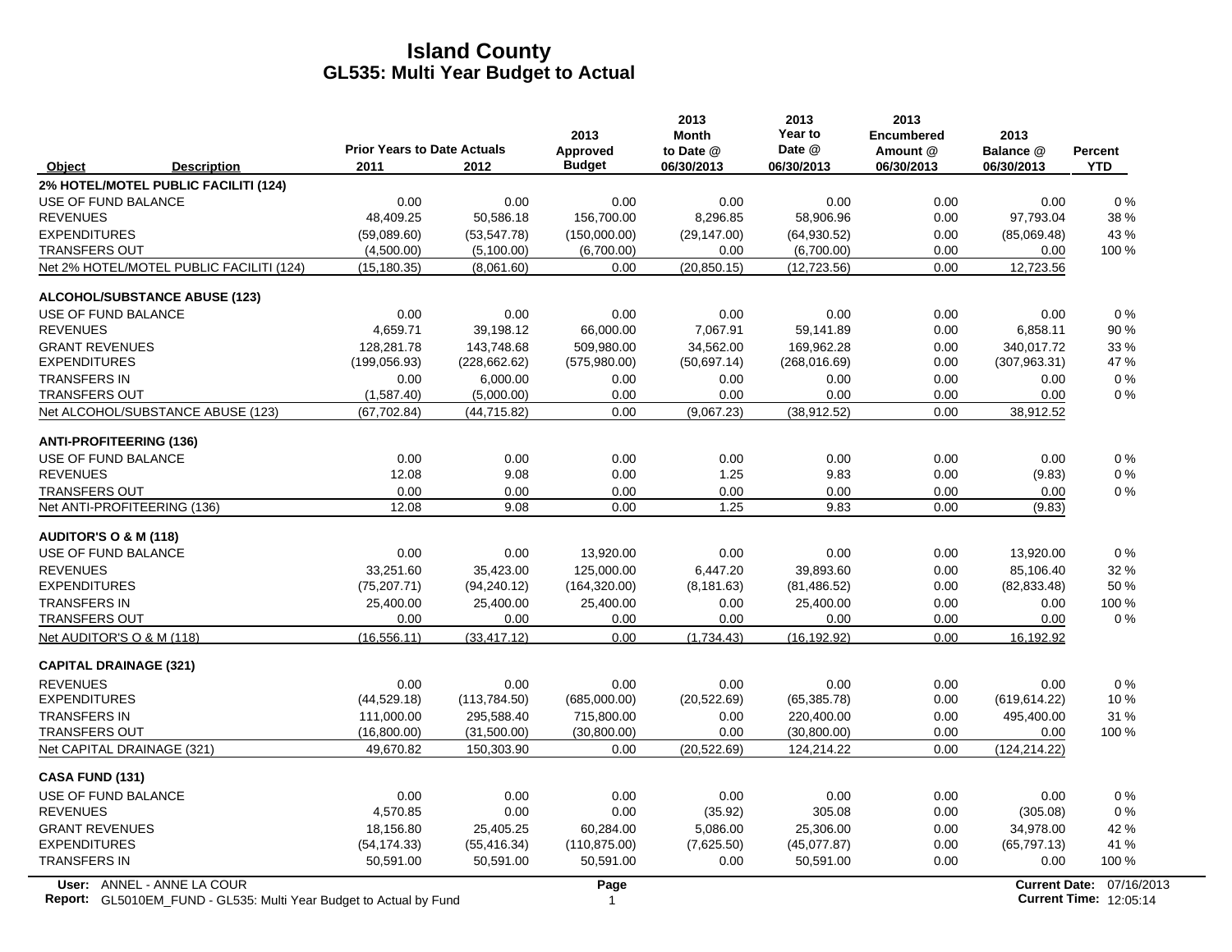# Island County
## GL535: Multi Year Budget to Actual

| Object | Description | Prior Years to Date Actuals 2011 | 2012 | 2013 Approved Budget | 2013 Month to Date @ 06/30/2013 | 2013 Year to Date @ 06/30/2013 | 2013 Encumbered Amount @ 06/30/2013 | 2013 Balance @ 06/30/2013 | Percent YTD |
|---|---|---|---|---|---|---|---|---|---|
| **2% HOTEL/MOTEL PUBLIC FACILITI (124)** | | | | | | | | | |
| USE OF FUND BALANCE | | 0.00 | 0.00 | 0.00 | 0.00 | 0.00 | 0.00 | 0.00 | 0 % |
| REVENUES | | 48,409.25 | 50,586.18 | 156,700.00 | 8,296.85 | 58,906.96 | 0.00 | 97,793.04 | 38 % |
| EXPENDITURES | | (59,089.60) | (53,547.78) | (150,000.00) | (29,147.00) | (64,930.52) | 0.00 | (85,069.48) | 43 % |
| TRANSFERS OUT | | (4,500.00) | (5,100.00) | (6,700.00) | 0.00 | (6,700.00) | 0.00 | 0.00 | 100 % |
| Net 2% HOTEL/MOTEL PUBLIC FACILITI (124) | | (15,180.35) | (8,061.60) | 0.00 | (20,850.15) | (12,723.56) | 0.00 | 12,723.56 | |
| **ALCOHOL/SUBSTANCE ABUSE (123)** | | | | | | | | | |
| USE OF FUND BALANCE | | 0.00 | 0.00 | 0.00 | 0.00 | 0.00 | 0.00 | 0.00 | 0 % |
| REVENUES | | 4,659.71 | 39,198.12 | 66,000.00 | 7,067.91 | 59,141.89 | 0.00 | 6,858.11 | 90 % |
| GRANT REVENUES | | 128,281.78 | 143,748.68 | 509,980.00 | 34,562.00 | 169,962.28 | 0.00 | 340,017.72 | 33 % |
| EXPENDITURES | | (199,056.93) | (228,662.62) | (575,980.00) | (50,697.14) | (268,016.69) | 0.00 | (307,963.31) | 47 % |
| TRANSFERS IN | | 0.00 | 6,000.00 | 0.00 | 0.00 | 0.00 | 0.00 | 0.00 | 0 % |
| TRANSFERS OUT | | (1,587.40) | (5,000.00) | 0.00 | 0.00 | 0.00 | 0.00 | 0.00 | 0 % |
| Net ALCOHOL/SUBSTANCE ABUSE (123) | | (67,702.84) | (44,715.82) | 0.00 | (9,067.23) | (38,912.52) | 0.00 | 38,912.52 | |
| **ANTI-PROFITEERING (136)** | | | | | | | | | |
| USE OF FUND BALANCE | | 0.00 | 0.00 | 0.00 | 0.00 | 0.00 | 0.00 | 0.00 | 0 % |
| REVENUES | | 12.08 | 9.08 | 0.00 | 1.25 | 9.83 | 0.00 | (9.83) | 0 % |
| TRANSFERS OUT | | 0.00 | 0.00 | 0.00 | 0.00 | 0.00 | 0.00 | 0.00 | 0 % |
| Net ANTI-PROFITEERING (136) | | 12.08 | 9.08 | 0.00 | 1.25 | 9.83 | 0.00 | (9.83) | |
| **AUDITOR'S O & M (118)** | | | | | | | | | |
| USE OF FUND BALANCE | | 0.00 | 0.00 | 13,920.00 | 0.00 | 0.00 | 0.00 | 13,920.00 | 0 % |
| REVENUES | | 33,251.60 | 35,423.00 | 125,000.00 | 6,447.20 | 39,893.60 | 0.00 | 85,106.40 | 32 % |
| EXPENDITURES | | (75,207.71) | (94,240.12) | (164,320.00) | (8,181.63) | (81,486.52) | 0.00 | (82,833.48) | 50 % |
| TRANSFERS IN | | 25,400.00 | 25,400.00 | 25,400.00 | 0.00 | 25,400.00 | 0.00 | 0.00 | 100 % |
| TRANSFERS OUT | | 0.00 | 0.00 | 0.00 | 0.00 | 0.00 | 0.00 | 0.00 | 0 % |
| Net AUDITOR'S O & M (118) | | (16,556.11) | (33,417.12) | 0.00 | (1,734.43) | (16,192.92) | 0.00 | 16,192.92 | |
| **CAPITAL DRAINAGE (321)** | | | | | | | | | |
| REVENUES | | 0.00 | 0.00 | 0.00 | 0.00 | 0.00 | 0.00 | 0.00 | 0 % |
| EXPENDITURES | | (44,529.18) | (113,784.50) | (685,000.00) | (20,522.69) | (65,385.78) | 0.00 | (619,614.22) | 10 % |
| TRANSFERS IN | | 111,000.00 | 295,588.40 | 715,800.00 | 0.00 | 220,400.00 | 0.00 | 495,400.00 | 31 % |
| TRANSFERS OUT | | (16,800.00) | (31,500.00) | (30,800.00) | 0.00 | (30,800.00) | 0.00 | 0.00 | 100 % |
| Net CAPITAL DRAINAGE (321) | | 49,670.82 | 150,303.90 | 0.00 | (20,522.69) | 124,214.22 | 0.00 | (124,214.22) | |
| **CASA FUND (131)** | | | | | | | | | |
| USE OF FUND BALANCE | | 0.00 | 0.00 | 0.00 | 0.00 | 0.00 | 0.00 | 0.00 | 0 % |
| REVENUES | | 4,570.85 | 0.00 | 0.00 | (35.92) | 305.08 | 0.00 | (305.08) | 0 % |
| GRANT REVENUES | | 18,156.80 | 25,405.25 | 60,284.00 | 5,086.00 | 25,306.00 | 0.00 | 34,978.00 | 42 % |
| EXPENDITURES | | (54,174.33) | (55,416.34) | (110,875.00) | (7,625.50) | (45,077.87) | 0.00 | (65,797.13) | 41 % |
| TRANSFERS IN | | 50,591.00 | 50,591.00 | 50,591.00 | 0.00 | 50,591.00 | 0.00 | 0.00 | 100 % |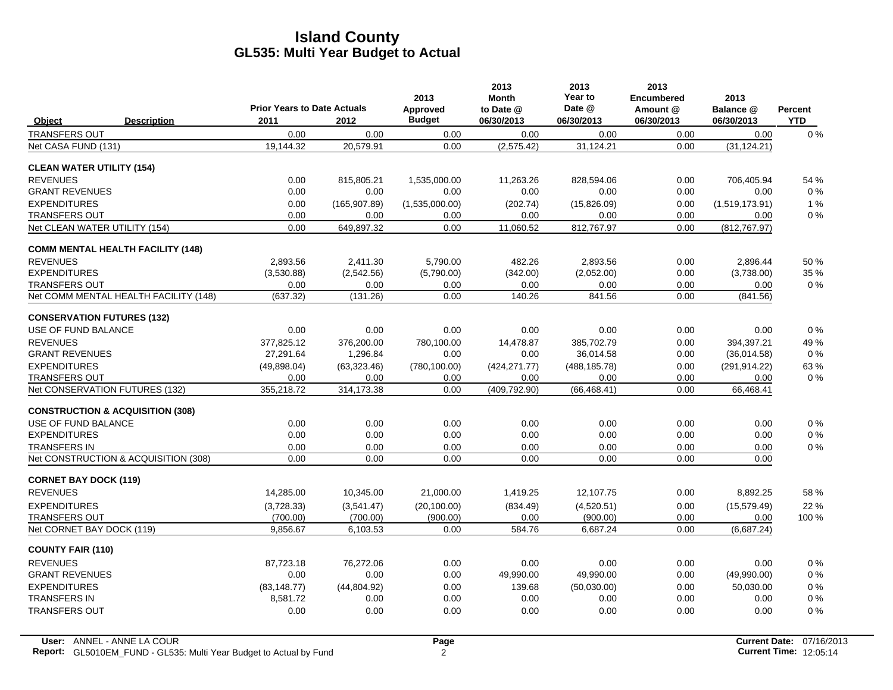# Island County
## GL535: Multi Year Budget to Actual

| Object | Description | Prior Years to Date Actuals 2011 | 2012 | 2013 Approved Budget | 2013 Month to Date @ 06/30/2013 | 2013 Year to Date @ 06/30/2013 | 2013 Encumbered Amount @ 06/30/2013 | 2013 Balance @ 06/30/2013 | Percent YTD |
|---|---|---|---|---|---|---|---|---|---|
| TRANSFERS OUT | | 0.00 | 0.00 | 0.00 | 0.00 | 0.00 | 0.00 | 0.00 | 0 % |
| Net CASA FUND (131) | | 19,144.32 | 20,579.91 | 0.00 | (2,575.42) | 31,124.21 | 0.00 | (31,124.21) | |
| **CLEAN WATER UTILITY (154)** | | | | | | | | | |
| REVENUES | | 0.00 | 815,805.21 | 1,535,000.00 | 11,263.26 | 828,594.06 | 0.00 | 706,405.94 | 54 % |
| GRANT REVENUES | | 0.00 | 0.00 | 0.00 | 0.00 | 0.00 | 0.00 | 0.00 | 0 % |
| EXPENDITURES | | 0.00 | (165,907.89) | (1,535,000.00) | (202.74) | (15,826.09) | 0.00 | (1,519,173.91) | 1 % |
| TRANSFERS OUT | | 0.00 | 0.00 | 0.00 | 0.00 | 0.00 | 0.00 | 0.00 | 0 % |
| Net CLEAN WATER UTILITY (154) | | 0.00 | 649,897.32 | 0.00 | 11,060.52 | 812,767.97 | 0.00 | (812,767.97) | |
| **COMM MENTAL HEALTH FACILITY (148)** | | | | | | | | | |
| REVENUES | | 2,893.56 | 2,411.30 | 5,790.00 | 482.26 | 2,893.56 | 0.00 | 2,896.44 | 50 % |
| EXPENDITURES | | (3,530.88) | (2,542.56) | (5,790.00) | (342.00) | (2,052.00) | 0.00 | (3,738.00) | 35 % |
| TRANSFERS OUT | | 0.00 | 0.00 | 0.00 | 0.00 | 0.00 | 0.00 | 0.00 | 0 % |
| Net COMM MENTAL HEALTH FACILITY (148) | | (637.32) | (131.26) | 0.00 | 140.26 | 841.56 | 0.00 | (841.56) | |
| **CONSERVATION FUTURES (132)** | | | | | | | | | |
| USE OF FUND BALANCE | | 0.00 | 0.00 | 0.00 | 0.00 | 0.00 | 0.00 | 0.00 | 0 % |
| REVENUES | | 377,825.12 | 376,200.00 | 780,100.00 | 14,478.87 | 385,702.79 | 0.00 | 394,397.21 | 49 % |
| GRANT REVENUES | | 27,291.64 | 1,296.84 | 0.00 | 0.00 | 36,014.58 | 0.00 | (36,014.58) | 0 % |
| EXPENDITURES | | (49,898.04) | (63,323.46) | (780,100.00) | (424,271.77) | (488,185.78) | 0.00 | (291,914.22) | 63 % |
| TRANSFERS OUT | | 0.00 | 0.00 | 0.00 | 0.00 | 0.00 | 0.00 | 0.00 | 0 % |
| Net CONSERVATION FUTURES (132) | | 355,218.72 | 314,173.38 | 0.00 | (409,792.90) | (66,468.41) | 0.00 | 66,468.41 | |
| **CONSTRUCTION & ACQUISITION (308)** | | | | | | | | | |
| USE OF FUND BALANCE | | 0.00 | 0.00 | 0.00 | 0.00 | 0.00 | 0.00 | 0.00 | 0 % |
| EXPENDITURES | | 0.00 | 0.00 | 0.00 | 0.00 | 0.00 | 0.00 | 0.00 | 0 % |
| TRANSFERS IN | | 0.00 | 0.00 | 0.00 | 0.00 | 0.00 | 0.00 | 0.00 | 0 % |
| Net CONSTRUCTION & ACQUISITION (308) | | 0.00 | 0.00 | 0.00 | 0.00 | 0.00 | 0.00 | 0.00 | |
| **CORNET BAY DOCK (119)** | | | | | | | | | |
| REVENUES | | 14,285.00 | 10,345.00 | 21,000.00 | 1,419.25 | 12,107.75 | 0.00 | 8,892.25 | 58 % |
| EXPENDITURES | | (3,728.33) | (3,541.47) | (20,100.00) | (834.49) | (4,520.51) | 0.00 | (15,579.49) | 22 % |
| TRANSFERS OUT | | (700.00) | (700.00) | (900.00) | 0.00 | (900.00) | 0.00 | 0.00 | 100 % |
| Net CORNET BAY DOCK (119) | | 9,856.67 | 6,103.53 | 0.00 | 584.76 | 6,687.24 | 0.00 | (6,687.24) | |
| **COUNTY FAIR (110)** | | | | | | | | | |
| REVENUES | | 87,723.18 | 76,272.06 | 0.00 | 0.00 | 0.00 | 0.00 | 0.00 | 0 % |
| GRANT REVENUES | | 0.00 | 0.00 | 0.00 | 49,990.00 | 49,990.00 | 0.00 | (49,990.00) | 0 % |
| EXPENDITURES | | (83,148.77) | (44,804.92) | 0.00 | 139.68 | (50,030.00) | 0.00 | 50,030.00 | 0 % |
| TRANSFERS IN | | 8,581.72 | 0.00 | 0.00 | 0.00 | 0.00 | 0.00 | 0.00 | 0 % |
| TRANSFERS OUT | | 0.00 | 0.00 | 0.00 | 0.00 | 0.00 | 0.00 | 0.00 | 0 % |

User: ANNEL - ANNE LA COUR
Report: GL5010EM_FUND - GL535: Multi Year Budget to Actual by Fund

Current Date: 07/16/2013
Current Time: 12:05:14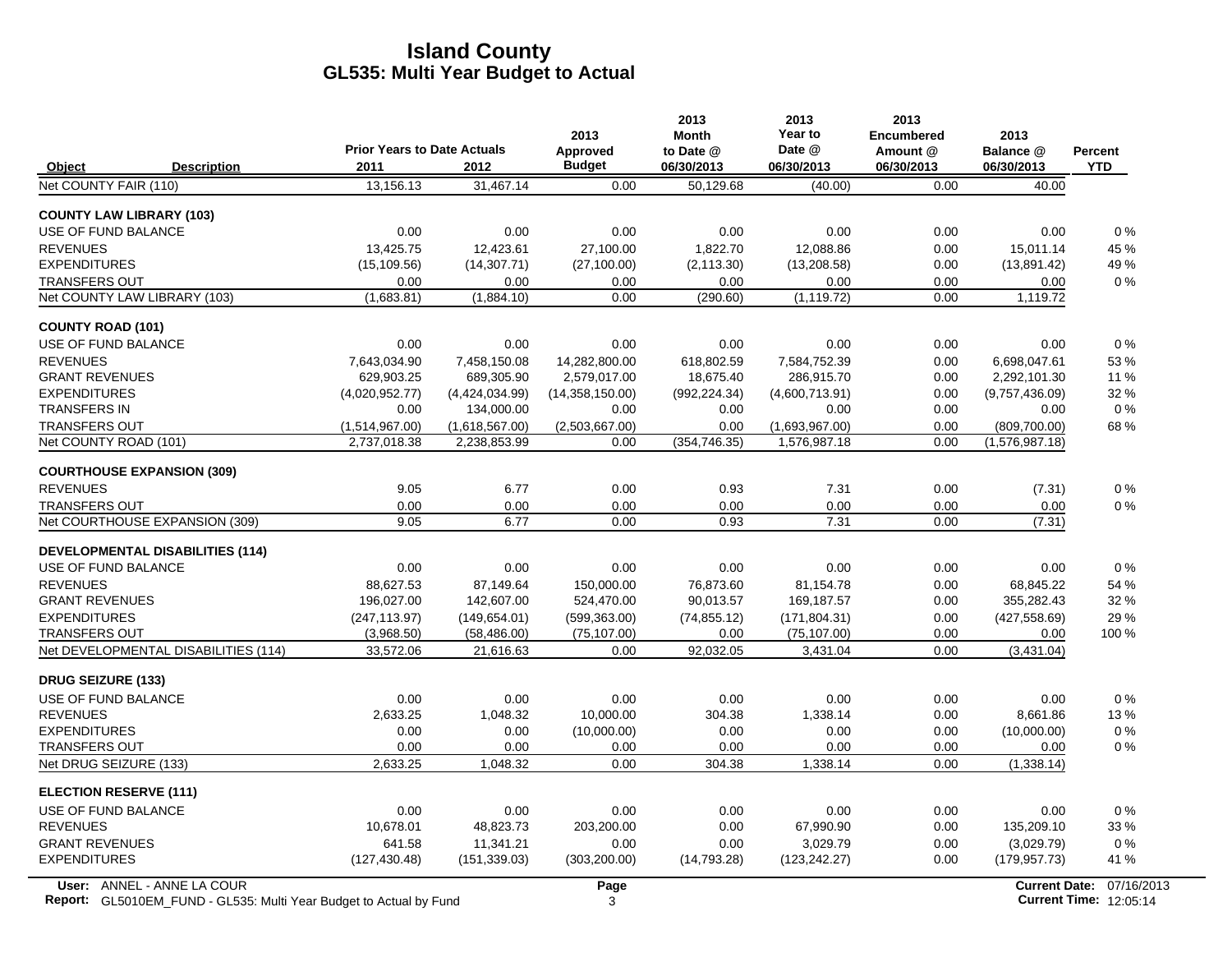# Island County
## GL535: Multi Year Budget to Actual

| Object | Description | Prior Years to Date Actuals 2011 | 2012 | 2013 Approved Budget | 2013 Month to Date @ 06/30/2013 | 2013 Year to Date @ 06/30/2013 | 2013 Encumbered Amount @ 06/30/2013 | 2013 Balance @ 06/30/2013 | Percent YTD |
|---|---|---|---|---|---|---|---|---|---|
| Net COUNTY FAIR (110) | | 13,156.13 | 31,467.14 | 0.00 | 50,129.68 | (40.00) | 0.00 | 40.00 | |
| **COUNTY LAW LIBRARY (103)** | | | | | | | | | |
| USE OF FUND BALANCE | | 0.00 | 0.00 | 0.00 | 0.00 | 0.00 | 0.00 | 0.00 | 0 % |
| REVENUES | | 13,425.75 | 12,423.61 | 27,100.00 | 1,822.70 | 12,088.86 | 0.00 | 15,011.14 | 45 % |
| EXPENDITURES | | (15,109.56) | (14,307.71) | (27,100.00) | (2,113.30) | (13,208.58) | 0.00 | (13,891.42) | 49 % |
| TRANSFERS OUT | | 0.00 | 0.00 | 0.00 | 0.00 | 0.00 | 0.00 | 0.00 | 0 % |
| Net COUNTY LAW LIBRARY (103) | | (1,683.81) | (1,884.10) | 0.00 | (290.60) | (1,119.72) | 0.00 | 1,119.72 | |
| **COUNTY ROAD (101)** | | | | | | | | | |
| USE OF FUND BALANCE | | 0.00 | 0.00 | 0.00 | 0.00 | 0.00 | 0.00 | 0.00 | 0 % |
| REVENUES | | 7,643,034.90 | 7,458,150.08 | 14,282,800.00 | 618,802.59 | 7,584,752.39 | 0.00 | 6,698,047.61 | 53 % |
| GRANT REVENUES | | 629,903.25 | 689,305.90 | 2,579,017.00 | 18,675.40 | 286,915.70 | 0.00 | 2,292,101.30 | 11 % |
| EXPENDITURES | | (4,020,952.77) | (4,424,034.99) | (14,358,150.00) | (992,224.34) | (4,600,713.91) | 0.00 | (9,757,436.09) | 32 % |
| TRANSFERS IN | | 0.00 | 134,000.00 | 0.00 | 0.00 | 0.00 | 0.00 | 0.00 | 0 % |
| TRANSFERS OUT | | (1,514,967.00) | (1,618,567.00) | (2,503,667.00) | 0.00 | (1,693,967.00) | 0.00 | (809,700.00) | 68 % |
| Net COUNTY ROAD (101) | | 2,737,018.38 | 2,238,853.99 | 0.00 | (354,746.35) | 1,576,987.18 | 0.00 | (1,576,987.18) | |
| **COURTHOUSE EXPANSION (309)** | | | | | | | | | |
| REVENUES | | 9.05 | 6.77 | 0.00 | 0.93 | 7.31 | 0.00 | (7.31) | 0 % |
| TRANSFERS OUT | | 0.00 | 0.00 | 0.00 | 0.00 | 0.00 | 0.00 | 0.00 | 0 % |
| Net COURTHOUSE EXPANSION (309) | | 9.05 | 6.77 | 0.00 | 0.93 | 7.31 | 0.00 | (7.31) | |
| **DEVELOPMENTAL DISABILITIES (114)** | | | | | | | | | |
| USE OF FUND BALANCE | | 0.00 | 0.00 | 0.00 | 0.00 | 0.00 | 0.00 | 0.00 | 0 % |
| REVENUES | | 88,627.53 | 87,149.64 | 150,000.00 | 76,873.60 | 81,154.78 | 0.00 | 68,845.22 | 54 % |
| GRANT REVENUES | | 196,027.00 | 142,607.00 | 524,470.00 | 90,013.57 | 169,187.57 | 0.00 | 355,282.43 | 32 % |
| EXPENDITURES | | (247,113.97) | (149,654.01) | (599,363.00) | (74,855.12) | (171,804.31) | 0.00 | (427,558.69) | 29 % |
| TRANSFERS OUT | | (3,968.50) | (58,486.00) | (75,107.00) | 0.00 | (75,107.00) | 0.00 | 0.00 | 100 % |
| Net DEVELOPMENTAL DISABILITIES (114) | | 33,572.06 | 21,616.63 | 0.00 | 92,032.05 | 3,431.04 | 0.00 | (3,431.04) | |
| **DRUG SEIZURE (133)** | | | | | | | | | |
| USE OF FUND BALANCE | | 0.00 | 0.00 | 0.00 | 0.00 | 0.00 | 0.00 | 0.00 | 0 % |
| REVENUES | | 2,633.25 | 1,048.32 | 10,000.00 | 304.38 | 1,338.14 | 0.00 | 8,661.86 | 13 % |
| EXPENDITURES | | 0.00 | 0.00 | (10,000.00) | 0.00 | 0.00 | 0.00 | (10,000.00) | 0 % |
| TRANSFERS OUT | | 0.00 | 0.00 | 0.00 | 0.00 | 0.00 | 0.00 | 0.00 | 0 % |
| Net DRUG SEIZURE (133) | | 2,633.25 | 1,048.32 | 0.00 | 304.38 | 1,338.14 | 0.00 | (1,338.14) | |
| **ELECTION RESERVE (111)** | | | | | | | | | |
| USE OF FUND BALANCE | | 0.00 | 0.00 | 0.00 | 0.00 | 0.00 | 0.00 | 0.00 | 0 % |
| REVENUES | | 10,678.01 | 48,823.73 | 203,200.00 | 0.00 | 67,990.90 | 0.00 | 135,209.10 | 33 % |
| GRANT REVENUES | | 641.58 | 11,341.21 | 0.00 | 0.00 | 3,029.79 | 0.00 | (3,029.79) | 0 % |
| EXPENDITURES | | (127,430.48) | (151,339.03) | (303,200.00) | (14,793.28) | (123,242.27) | 0.00 | (179,957.73) | 41 % |

User: ANNEL - ANNE LA COUR
Report: GL5010EM_FUND - GL535: Multi Year Budget to Actual by Fund
Current Date: 07/16/2013
Current Time: 12:05:14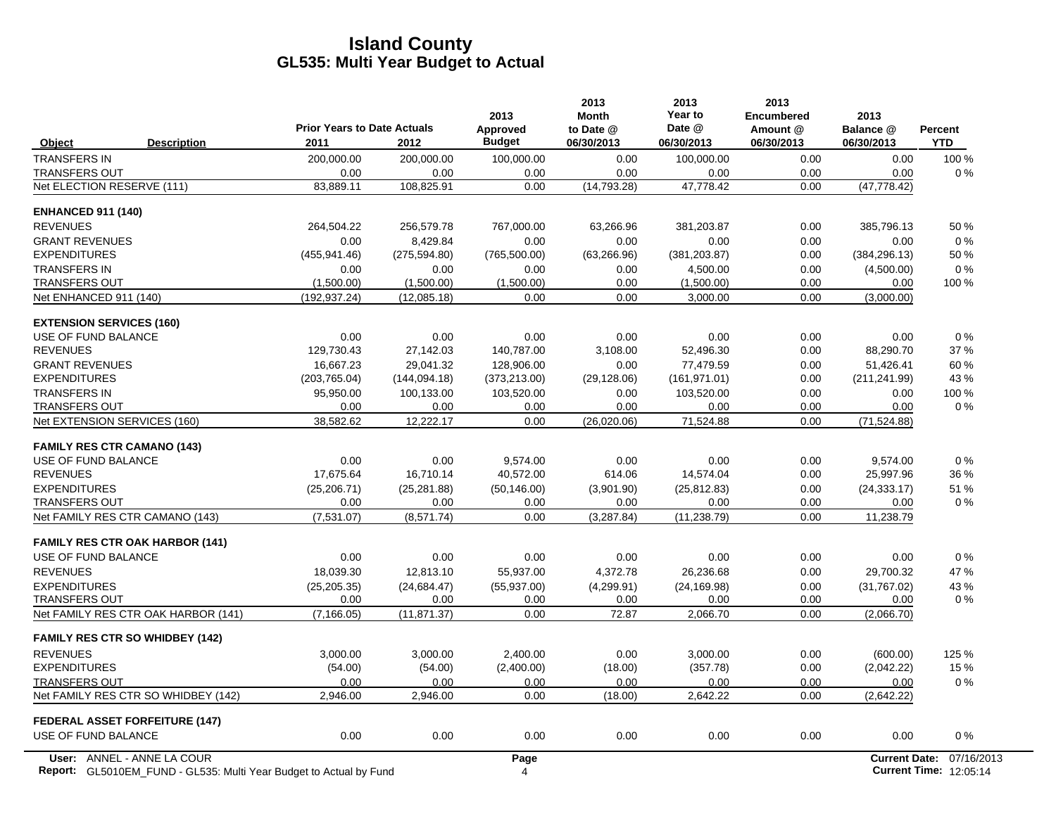# Island County
## GL535: Multi Year Budget to Actual

| Object | Description | Prior Years to Date Actuals 2011 | 2012 | 2013 Approved Budget | 2013 Month to Date @ 06/30/2013 | 2013 Year to Date @ 06/30/2013 | 2013 Encumbered Amount @ 06/30/2013 | 2013 Balance @ 06/30/2013 | Percent YTD |
|---|---|---|---|---|---|---|---|---|---|
| TRANSFERS IN | | 200,000.00 | 200,000.00 | 100,000.00 | 0.00 | 100,000.00 | 0.00 | 0.00 | 100 % |
| TRANSFERS OUT | | 0.00 | 0.00 | 0.00 | 0.00 | 0.00 | 0.00 | 0.00 | 0 % |
| Net ELECTION RESERVE (111) | | 83,889.11 | 108,825.91 | 0.00 | (14,793.28) | 47,778.42 | 0.00 | (47,778.42) | |
| **ENHANCED 911 (140)** | | | | | | | | | |
| REVENUES | | 264,504.22 | 256,579.78 | 767,000.00 | 63,266.96 | 381,203.87 | 0.00 | 385,796.13 | 50 % |
| GRANT REVENUES | | 0.00 | 8,429.84 | 0.00 | 0.00 | 0.00 | 0.00 | 0.00 | 0 % |
| EXPENDITURES | | (455,941.46) | (275,594.80) | (765,500.00) | (63,266.96) | (381,203.87) | 0.00 | (384,296.13) | 50 % |
| TRANSFERS IN | | 0.00 | 0.00 | 0.00 | 0.00 | 4,500.00 | 0.00 | (4,500.00) | 0 % |
| TRANSFERS OUT | | (1,500.00) | (1,500.00) | (1,500.00) | 0.00 | (1,500.00) | 0.00 | 0.00 | 100 % |
| Net ENHANCED 911 (140) | | (192,937.24) | (12,085.18) | 0.00 | 0.00 | 3,000.00 | 0.00 | (3,000.00) | |
| **EXTENSION SERVICES (160)** | | | | | | | | | |
| USE OF FUND BALANCE | | 0.00 | 0.00 | 0.00 | 0.00 | 0.00 | 0.00 | 0.00 | 0 % |
| REVENUES | | 129,730.43 | 27,142.03 | 140,787.00 | 3,108.00 | 52,496.30 | 0.00 | 88,290.70 | 37 % |
| GRANT REVENUES | | 16,667.23 | 29,041.32 | 128,906.00 | 0.00 | 77,479.59 | 0.00 | 51,426.41 | 60 % |
| EXPENDITURES | | (203,765.04) | (144,094.18) | (373,213.00) | (29,128.06) | (161,971.01) | 0.00 | (211,241.99) | 43 % |
| TRANSFERS IN | | 95,950.00 | 100,133.00 | 103,520.00 | 0.00 | 103,520.00 | 0.00 | 0.00 | 100 % |
| TRANSFERS OUT | | 0.00 | 0.00 | 0.00 | 0.00 | 0.00 | 0.00 | 0.00 | 0 % |
| Net EXTENSION SERVICES (160) | | 38,582.62 | 12,222.17 | 0.00 | (26,020.06) | 71,524.88 | 0.00 | (71,524.88) | |
| **FAMILY RES CTR CAMANO (143)** | | | | | | | | | |
| USE OF FUND BALANCE | | 0.00 | 0.00 | 9,574.00 | 0.00 | 0.00 | 0.00 | 9,574.00 | 0 % |
| REVENUES | | 17,675.64 | 16,710.14 | 40,572.00 | 614.06 | 14,574.04 | 0.00 | 25,997.96 | 36 % |
| EXPENDITURES | | (25,206.71) | (25,281.88) | (50,146.00) | (3,901.90) | (25,812.83) | 0.00 | (24,333.17) | 51 % |
| TRANSFERS OUT | | 0.00 | 0.00 | 0.00 | 0.00 | 0.00 | 0.00 | 0.00 | 0 % |
| Net FAMILY RES CTR CAMANO (143) | | (7,531.07) | (8,571.74) | 0.00 | (3,287.84) | (11,238.79) | 0.00 | 11,238.79 | |
| **FAMILY RES CTR OAK HARBOR (141)** | | | | | | | | | |
| USE OF FUND BALANCE | | 0.00 | 0.00 | 0.00 | 0.00 | 0.00 | 0.00 | 0.00 | 0 % |
| REVENUES | | 18,039.30 | 12,813.10 | 55,937.00 | 4,372.78 | 26,236.68 | 0.00 | 29,700.32 | 47 % |
| EXPENDITURES | | (25,205.35) | (24,684.47) | (55,937.00) | (4,299.91) | (24,169.98) | 0.00 | (31,767.02) | 43 % |
| TRANSFERS OUT | | 0.00 | 0.00 | 0.00 | 0.00 | 0.00 | 0.00 | 0.00 | 0 % |
| Net FAMILY RES CTR OAK HARBOR (141) | | (7,166.05) | (11,871.37) | 0.00 | 72.87 | 2,066.70 | 0.00 | (2,066.70) | |
| **FAMILY RES CTR SO WHIDBEY (142)** | | | | | | | | | |
| REVENUES | | 3,000.00 | 3,000.00 | 2,400.00 | 0.00 | 3,000.00 | 0.00 | (600.00) | 125 % |
| EXPENDITURES | | (54.00) | (54.00) | (2,400.00) | (18.00) | (357.78) | 0.00 | (2,042.22) | 15 % |
| TRANSFERS OUT | | 0.00 | 0.00 | 0.00 | 0.00 | 0.00 | 0.00 | 0.00 | 0 % |
| Net FAMILY RES CTR SO WHIDBEY (142) | | 2,946.00 | 2,946.00 | 0.00 | (18.00) | 2,642.22 | 0.00 | (2,642.22) | |
| **FEDERAL ASSET FORFEITURE (147)** | | | | | | | | | |
| USE OF FUND BALANCE | | 0.00 | 0.00 | 0.00 | 0.00 | 0.00 | 0.00 | 0.00 | 0 % |

User: ANNEL - ANNE LA COUR
Report: GL5010EM_FUND - GL535: Multi Year Budget to Actual by Fund
Current Date: 07/16/2013
Current Time: 12:05:14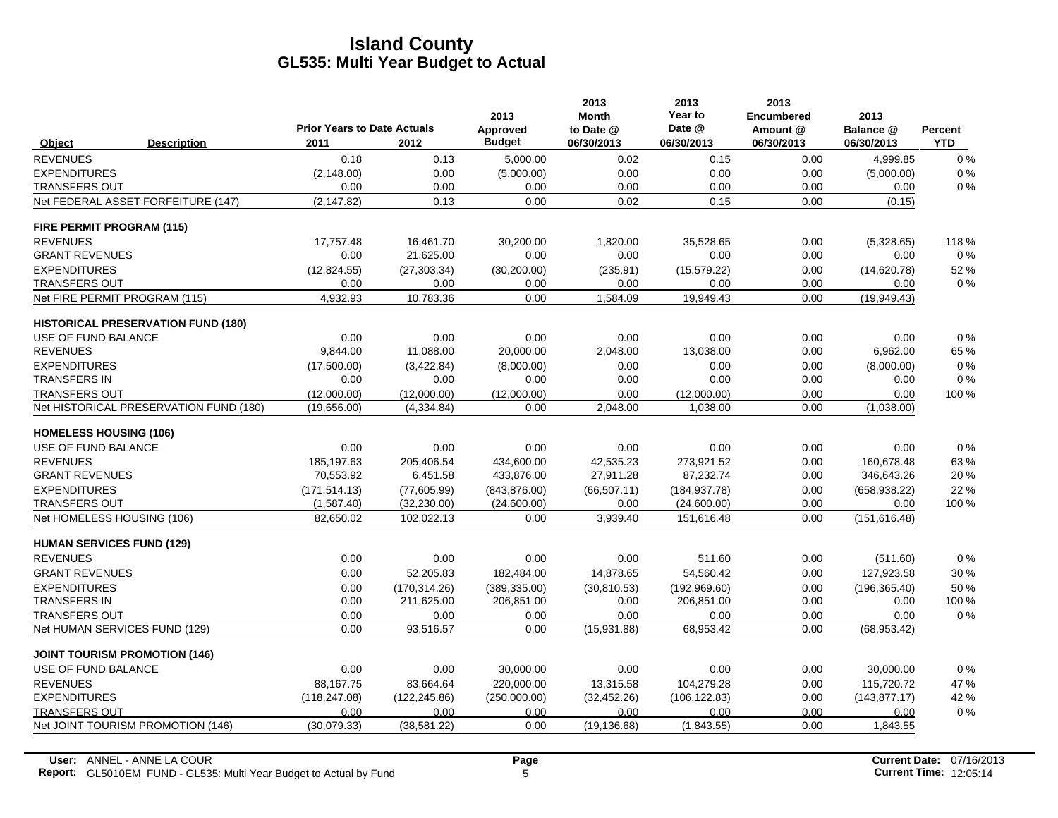# Island County
## GL535: Multi Year Budget to Actual

| Object | Description | Prior Years to Date Actuals 2011 | 2012 | 2013 Approved Budget | 2013 Month to Date @ 06/30/2013 | 2013 Year to Date @ 06/30/2013 | 2013 Encumbered Amount @ 06/30/2013 | 2013 Balance @ 06/30/2013 | Percent YTD |
|---|---|---|---|---|---|---|---|---|---|
| REVENUES | | 0.18 | 0.13 | 5,000.00 | 0.02 | 0.15 | 0.00 | 4,999.85 | 0 % |
| EXPENDITURES | | (2,148.00) | 0.00 | (5,000.00) | 0.00 | 0.00 | 0.00 | (5,000.00) | 0 % |
| TRANSFERS OUT | | 0.00 | 0.00 | 0.00 | 0.00 | 0.00 | 0.00 | 0.00 | 0 % |
| Net FEDERAL ASSET FORFEITURE (147) | | (2,147.82) | 0.13 | 0.00 | 0.02 | 0.15 | 0.00 | (0.15) | |
| **FIRE PERMIT PROGRAM (115)** | | | | | | | | | |
| REVENUES | | 17,757.48 | 16,461.70 | 30,200.00 | 1,820.00 | 35,528.65 | 0.00 | (5,328.65) | 118 % |
| GRANT REVENUES | | 0.00 | 21,625.00 | 0.00 | 0.00 | 0.00 | 0.00 | 0.00 | 0 % |
| EXPENDITURES | | (12,824.55) | (27,303.34) | (30,200.00) | (235.91) | (15,579.22) | 0.00 | (14,620.78) | 52 % |
| TRANSFERS OUT | | 0.00 | 0.00 | 0.00 | 0.00 | 0.00 | 0.00 | 0.00 | 0 % |
| Net FIRE PERMIT PROGRAM (115) | | 4,932.93 | 10,783.36 | 0.00 | 1,584.09 | 19,949.43 | 0.00 | (19,949.43) | |
| **HISTORICAL PRESERVATION FUND (180)** | | | | | | | | | |
| USE OF FUND BALANCE | | 0.00 | 0.00 | 0.00 | 0.00 | 0.00 | 0.00 | 0.00 | 0 % |
| REVENUES | | 9,844.00 | 11,088.00 | 20,000.00 | 2,048.00 | 13,038.00 | 0.00 | 6,962.00 | 65 % |
| EXPENDITURES | | (17,500.00) | (3,422.84) | (8,000.00) | 0.00 | 0.00 | 0.00 | (8,000.00) | 0 % |
| TRANSFERS IN | | 0.00 | 0.00 | 0.00 | 0.00 | 0.00 | 0.00 | 0.00 | 0 % |
| TRANSFERS OUT | | (12,000.00) | (12,000.00) | (12,000.00) | 0.00 | (12,000.00) | 0.00 | 0.00 | 100 % |
| Net HISTORICAL PRESERVATION FUND (180) | | (19,656.00) | (4,334.84) | 0.00 | 2,048.00 | 1,038.00 | 0.00 | (1,038.00) | |
| **HOMELESS HOUSING (106)** | | | | | | | | | |
| USE OF FUND BALANCE | | 0.00 | 0.00 | 0.00 | 0.00 | 0.00 | 0.00 | 0.00 | 0 % |
| REVENUES | | 185,197.63 | 205,406.54 | 434,600.00 | 42,535.23 | 273,921.52 | 0.00 | 160,678.48 | 63 % |
| GRANT REVENUES | | 70,553.92 | 6,451.58 | 433,876.00 | 27,911.28 | 87,232.74 | 0.00 | 346,643.26 | 20 % |
| EXPENDITURES | | (171,514.13) | (77,605.99) | (843,876.00) | (66,507.11) | (184,937.78) | 0.00 | (658,938.22) | 22 % |
| TRANSFERS OUT | | (1,587.40) | (32,230.00) | (24,600.00) | 0.00 | (24,600.00) | 0.00 | 0.00 | 100 % |
| Net HOMELESS HOUSING (106) | | 82,650.02 | 102,022.13 | 0.00 | 3,939.40 | 151,616.48 | 0.00 | (151,616.48) | |
| **HUMAN SERVICES FUND (129)** | | | | | | | | | |
| REVENUES | | 0.00 | 0.00 | 0.00 | 0.00 | 511.60 | 0.00 | (511.60) | 0 % |
| GRANT REVENUES | | 0.00 | 52,205.83 | 182,484.00 | 14,878.65 | 54,560.42 | 0.00 | 127,923.58 | 30 % |
| EXPENDITURES | | 0.00 | (170,314.26) | (389,335.00) | (30,810.53) | (192,969.60) | 0.00 | (196,365.40) | 50 % |
| TRANSFERS IN | | 0.00 | 211,625.00 | 206,851.00 | 0.00 | 206,851.00 | 0.00 | 0.00 | 100 % |
| TRANSFERS OUT | | 0.00 | 0.00 | 0.00 | 0.00 | 0.00 | 0.00 | 0.00 | 0 % |
| Net HUMAN SERVICES FUND (129) | | 0.00 | 93,516.57 | 0.00 | (15,931.88) | 68,953.42 | 0.00 | (68,953.42) | |
| **JOINT TOURISM PROMOTION (146)** | | | | | | | | | |
| USE OF FUND BALANCE | | 0.00 | 0.00 | 30,000.00 | 0.00 | 0.00 | 0.00 | 30,000.00 | 0 % |
| REVENUES | | 88,167.75 | 83,664.64 | 220,000.00 | 13,315.58 | 104,279.28 | 0.00 | 115,720.72 | 47 % |
| EXPENDITURES | | (118,247.08) | (122,245.86) | (250,000.00) | (32,452.26) | (106,122.83) | 0.00 | (143,877.17) | 42 % |
| TRANSFERS OUT | | 0.00 | 0.00 | 0.00 | 0.00 | 0.00 | 0.00 | 0.00 | 0 % |
| Net JOINT TOURISM PROMOTION (146) | | (30,079.33) | (38,581.22) | 0.00 | (19,136.68) | (1,843.55) | 0.00 | 1,843.55 | |

**User:** ANNEL - ANNE LA COUR
**Report:** GL5010EM_FUND - GL535: Multi Year Budget to Actual by Fund

**Current Date:** 07/16/2013
**Current Time:** 12:05:14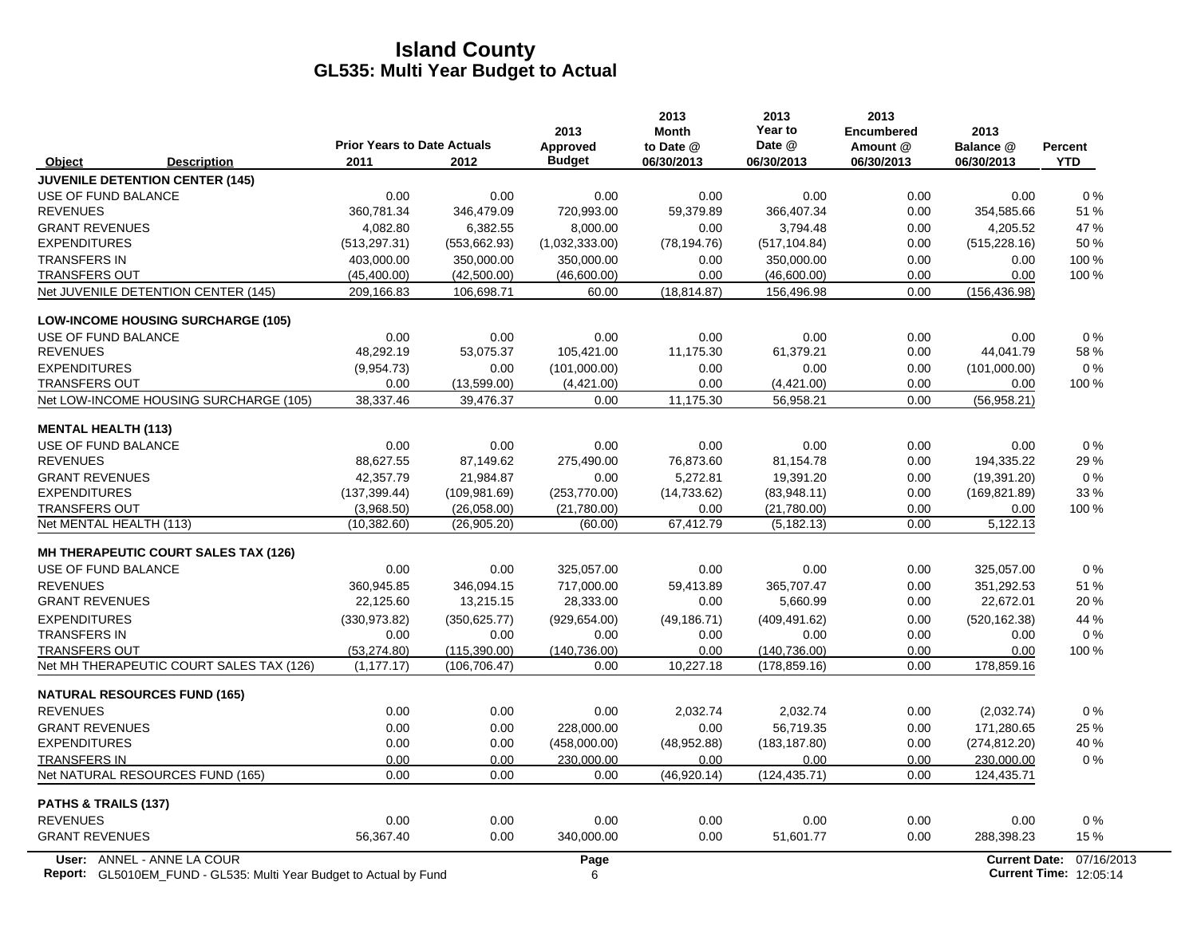# Island County
## GL535: Multi Year Budget to Actual

| Object | Description | Prior Years to Date Actuals 2011 | 2012 | 2013 Approved Budget | 2013 Month to Date @ 06/30/2013 | 2013 Year to Date @ 06/30/2013 | 2013 Encumbered Amount @ 06/30/2013 | 2013 Balance @ 06/30/2013 | Percent YTD |
|---|---|---|---|---|---|---|---|---|---|
| **JUVENILE DETENTION CENTER (145)** | | | | | | | | | |
| USE OF FUND BALANCE | | 0.00 | 0.00 | 0.00 | 0.00 | 0.00 | 0.00 | 0.00 | 0 % |
| REVENUES | | 360,781.34 | 346,479.09 | 720,993.00 | 59,379.89 | 366,407.34 | 0.00 | 354,585.66 | 51 % |
| GRANT REVENUES | | 4,082.80 | 6,382.55 | 8,000.00 | 0.00 | 3,794.48 | 0.00 | 4,205.52 | 47 % |
| EXPENDITURES | | (513,297.31) | (553,662.93) | (1,032,333.00) | (78,194.76) | (517,104.84) | 0.00 | (515,228.16) | 50 % |
| TRANSFERS IN | | 403,000.00 | 350,000.00 | 350,000.00 | 0.00 | 350,000.00 | 0.00 | 0.00 | 100 % |
| TRANSFERS OUT | | (45,400.00) | (42,500.00) | (46,600.00) | 0.00 | (46,600.00) | 0.00 | 0.00 | 100 % |
| Net JUVENILE DETENTION CENTER (145) | | 209,166.83 | 106,698.71 | 60.00 | (18,814.87) | 156,496.98 | 0.00 | (156,436.98) | |
| **LOW-INCOME HOUSING SURCHARGE (105)** | | | | | | | | | |
| USE OF FUND BALANCE | | 0.00 | 0.00 | 0.00 | 0.00 | 0.00 | 0.00 | 0.00 | 0 % |
| REVENUES | | 48,292.19 | 53,075.37 | 105,421.00 | 11,175.30 | 61,379.21 | 0.00 | 44,041.79 | 58 % |
| EXPENDITURES | | (9,954.73) | 0.00 | (101,000.00) | 0.00 | 0.00 | 0.00 | (101,000.00) | 0 % |
| TRANSFERS OUT | | 0.00 | (13,599.00) | (4,421.00) | 0.00 | (4,421.00) | 0.00 | 0.00 | 100 % |
| Net LOW-INCOME HOUSING SURCHARGE (105) | | 38,337.46 | 39,476.37 | 0.00 | 11,175.30 | 56,958.21 | 0.00 | (56,958.21) | |
| **MENTAL HEALTH (113)** | | | | | | | | | |
| USE OF FUND BALANCE | | 0.00 | 0.00 | 0.00 | 0.00 | 0.00 | 0.00 | 0.00 | 0 % |
| REVENUES | | 88,627.55 | 87,149.62 | 275,490.00 | 76,873.60 | 81,154.78 | 0.00 | 194,335.22 | 29 % |
| GRANT REVENUES | | 42,357.79 | 21,984.87 | 0.00 | 5,272.81 | 19,391.20 | 0.00 | (19,391.20) | 0 % |
| EXPENDITURES | | (137,399.44) | (109,981.69) | (253,770.00) | (14,733.62) | (83,948.11) | 0.00 | (169,821.89) | 33 % |
| TRANSFERS OUT | | (3,968.50) | (26,058.00) | (21,780.00) | 0.00 | (21,780.00) | 0.00 | 0.00 | 100 % |
| Net MENTAL HEALTH (113) | | (10,382.60) | (26,905.20) | (60.00) | 67,412.79 | (5,182.13) | 0.00 | 5,122.13 | |
| **MH THERAPEUTIC COURT SALES TAX (126)** | | | | | | | | | |
| USE OF FUND BALANCE | | 0.00 | 0.00 | 325,057.00 | 0.00 | 0.00 | 0.00 | 325,057.00 | 0 % |
| REVENUES | | 360,945.85 | 346,094.15 | 717,000.00 | 59,413.89 | 365,707.47 | 0.00 | 351,292.53 | 51 % |
| GRANT REVENUES | | 22,125.60 | 13,215.15 | 28,333.00 | 0.00 | 5,660.99 | 0.00 | 22,672.01 | 20 % |
| EXPENDITURES | | (330,973.82) | (350,625.77) | (929,654.00) | (49,186.71) | (409,491.62) | 0.00 | (520,162.38) | 44 % |
| TRANSFERS IN | | 0.00 | 0.00 | 0.00 | 0.00 | 0.00 | 0.00 | 0.00 | 0 % |
| TRANSFERS OUT | | (53,274.80) | (115,390.00) | (140,736.00) | 0.00 | (140,736.00) | 0.00 | 0.00 | 100 % |
| Net MH THERAPEUTIC COURT SALES TAX (126) | | (1,177.17) | (106,706.47) | 0.00 | 10,227.18 | (178,859.16) | 0.00 | 178,859.16 | |
| **NATURAL RESOURCES FUND (165)** | | | | | | | | | |
| REVENUES | | 0.00 | 0.00 | 0.00 | 2,032.74 | 2,032.74 | 0.00 | (2,032.74) | 0 % |
| GRANT REVENUES | | 0.00 | 0.00 | 228,000.00 | 0.00 | 56,719.35 | 0.00 | 171,280.65 | 25 % |
| EXPENDITURES | | 0.00 | 0.00 | (458,000.00) | (48,952.88) | (183,187.80) | 0.00 | (274,812.20) | 40 % |
| TRANSFERS IN | | 0.00 | 0.00 | 230,000.00 | 0.00 | 0.00 | 0.00 | 230,000.00 | 0 % |
| Net NATURAL RESOURCES FUND (165) | | 0.00 | 0.00 | 0.00 | (46,920.14) | (124,435.71) | 0.00 | 124,435.71 | |
| **PATHS & TRAILS (137)** | | | | | | | | | |
| REVENUES | | 0.00 | 0.00 | 0.00 | 0.00 | 0.00 | 0.00 | 0.00 | 0 % |
| GRANT REVENUES | | 56,367.40 | 0.00 | 340,000.00 | 0.00 | 51,601.77 | 0.00 | 288,398.23 | 15 % |

User: ANNEL - ANNE LA COUR
Report: GL5010EM_FUND - GL535: Multi Year Budget to Actual by Fund
Current Date: 07/16/2013
Current Time: 12:05:14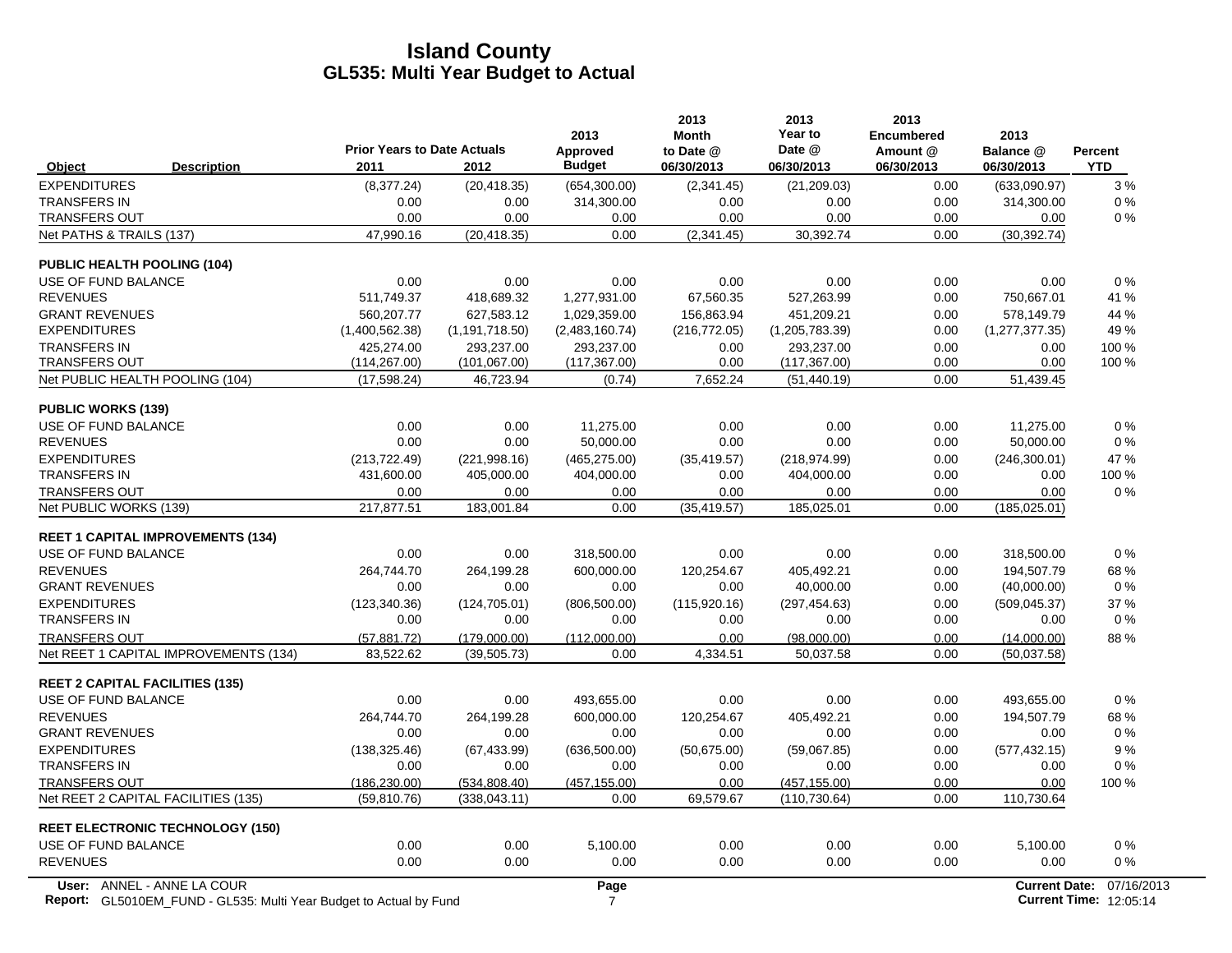# Island County
## GL535: Multi Year Budget to Actual

| Object | Description | Prior Years to Date Actuals 2011 | 2012 | 2013 Approved Budget | 2013 Month to Date @ 06/30/2013 | 2013 Year to Date @ 06/30/2013 | 2013 Encumbered Amount @ 06/30/2013 | 2013 Balance @ 06/30/2013 | Percent YTD |
|---|---|---|---|---|---|---|---|---|---|
| EXPENDITURES | | (8,377.24) | (20,418.35) | (654,300.00) | (2,341.45) | (21,209.03) | 0.00 | (633,090.97) | 3 % |
| TRANSFERS IN | | 0.00 | 0.00 | 314,300.00 | 0.00 | 0.00 | 0.00 | 314,300.00 | 0 % |
| TRANSFERS OUT | | 0.00 | 0.00 | 0.00 | 0.00 | 0.00 | 0.00 | 0.00 | 0 % |
| Net PATHS & TRAILS (137) | | 47,990.16 | (20,418.35) | 0.00 | (2,341.45) | 30,392.74 | 0.00 | (30,392.74) | |
| **PUBLIC HEALTH POOLING (104)** | | | | | | | | | |
| USE OF FUND BALANCE | | 0.00 | 0.00 | 0.00 | 0.00 | 0.00 | 0.00 | 0.00 | 0 % |
| REVENUES | | 511,749.37 | 418,689.32 | 1,277,931.00 | 67,560.35 | 527,263.99 | 0.00 | 750,667.01 | 41 % |
| GRANT REVENUES | | 560,207.77 | 627,583.12 | 1,029,359.00 | 156,863.94 | 451,209.21 | 0.00 | 578,149.79 | 44 % |
| EXPENDITURES | | (1,400,562.38) | (1,191,718.50) | (2,483,160.74) | (216,772.05) | (1,205,783.39) | 0.00 | (1,277,377.35) | 49 % |
| TRANSFERS IN | | 425,274.00 | 293,237.00 | 293,237.00 | 0.00 | 293,237.00 | 0.00 | 0.00 | 100 % |
| TRANSFERS OUT | | (114,267.00) | (101,067.00) | (117,367.00) | 0.00 | (117,367.00) | 0.00 | 0.00 | 100 % |
| Net PUBLIC HEALTH POOLING (104) | | (17,598.24) | 46,723.94 | (0.74) | 7,652.24 | (51,440.19) | 0.00 | 51,439.45 | |
| **PUBLIC WORKS (139)** | | | | | | | | | |
| USE OF FUND BALANCE | | 0.00 | 0.00 | 11,275.00 | 0.00 | 0.00 | 0.00 | 11,275.00 | 0 % |
| REVENUES | | 0.00 | 0.00 | 50,000.00 | 0.00 | 0.00 | 0.00 | 50,000.00 | 0 % |
| EXPENDITURES | | (213,722.49) | (221,998.16) | (465,275.00) | (35,419.57) | (218,974.99) | 0.00 | (246,300.01) | 47 % |
| TRANSFERS IN | | 431,600.00 | 405,000.00 | 404,000.00 | 0.00 | 404,000.00 | 0.00 | 0.00 | 100 % |
| TRANSFERS OUT | | 0.00 | 0.00 | 0.00 | 0.00 | 0.00 | 0.00 | 0.00 | 0 % |
| Net PUBLIC WORKS (139) | | 217,877.51 | 183,001.84 | 0.00 | (35,419.57) | 185,025.01 | 0.00 | (185,025.01) | |
| **REET 1 CAPITAL IMPROVEMENTS (134)** | | | | | | | | | |
| USE OF FUND BALANCE | | 0.00 | 0.00 | 318,500.00 | 0.00 | 0.00 | 0.00 | 318,500.00 | 0 % |
| REVENUES | | 264,744.70 | 264,199.28 | 600,000.00 | 120,254.67 | 405,492.21 | 0.00 | 194,507.79 | 68 % |
| GRANT REVENUES | | 0.00 | 0.00 | 0.00 | 0.00 | 40,000.00 | 0.00 | (40,000.00) | 0 % |
| EXPENDITURES | | (123,340.36) | (124,705.01) | (806,500.00) | (115,920.16) | (297,454.63) | 0.00 | (509,045.37) | 37 % |
| TRANSFERS IN | | 0.00 | 0.00 | 0.00 | 0.00 | 0.00 | 0.00 | 0.00 | 0 % |
| TRANSFERS OUT | | (57,881.72) | (179,000.00) | (112,000.00) | 0.00 | (98,000.00) | 0.00 | (14,000.00) | 88 % |
| Net REET 1 CAPITAL IMPROVEMENTS (134) | | 83,522.62 | (39,505.73) | 0.00 | 4,334.51 | 50,037.58 | 0.00 | (50,037.58) | |
| **REET 2 CAPITAL FACILITIES (135)** | | | | | | | | | |
| USE OF FUND BALANCE | | 0.00 | 0.00 | 493,655.00 | 0.00 | 0.00 | 0.00 | 493,655.00 | 0 % |
| REVENUES | | 264,744.70 | 264,199.28 | 600,000.00 | 120,254.67 | 405,492.21 | 0.00 | 194,507.79 | 68 % |
| GRANT REVENUES | | 0.00 | 0.00 | 0.00 | 0.00 | 0.00 | 0.00 | 0.00 | 0 % |
| EXPENDITURES | | (138,325.46) | (67,433.99) | (636,500.00) | (50,675.00) | (59,067.85) | 0.00 | (577,432.15) | 9 % |
| TRANSFERS IN | | 0.00 | 0.00 | 0.00 | 0.00 | 0.00 | 0.00 | 0.00 | 0 % |
| TRANSFERS OUT | | (186,230.00) | (534,808.40) | (457,155.00) | 0.00 | (457,155.00) | 0.00 | 0.00 | 100 % |
| Net REET 2 CAPITAL FACILITIES (135) | | (59,810.76) | (338,043.11) | 0.00 | 69,579.67 | (110,730.64) | 0.00 | 110,730.64 | |
| **REET ELECTRONIC TECHNOLOGY (150)** | | | | | | | | | |
| USE OF FUND BALANCE | | 0.00 | 0.00 | 5,100.00 | 0.00 | 0.00 | 0.00 | 5,100.00 | 0 % |
| REVENUES | | 0.00 | 0.00 | 0.00 | 0.00 | 0.00 | 0.00 | 0.00 | 0 % |

User: ANNEL - ANNE LA COUR
Report: GL5010EM_FUND - GL535: Multi Year Budget to Actual by Fund
Current Date: 07/16/2013
Current Time: 12:05:14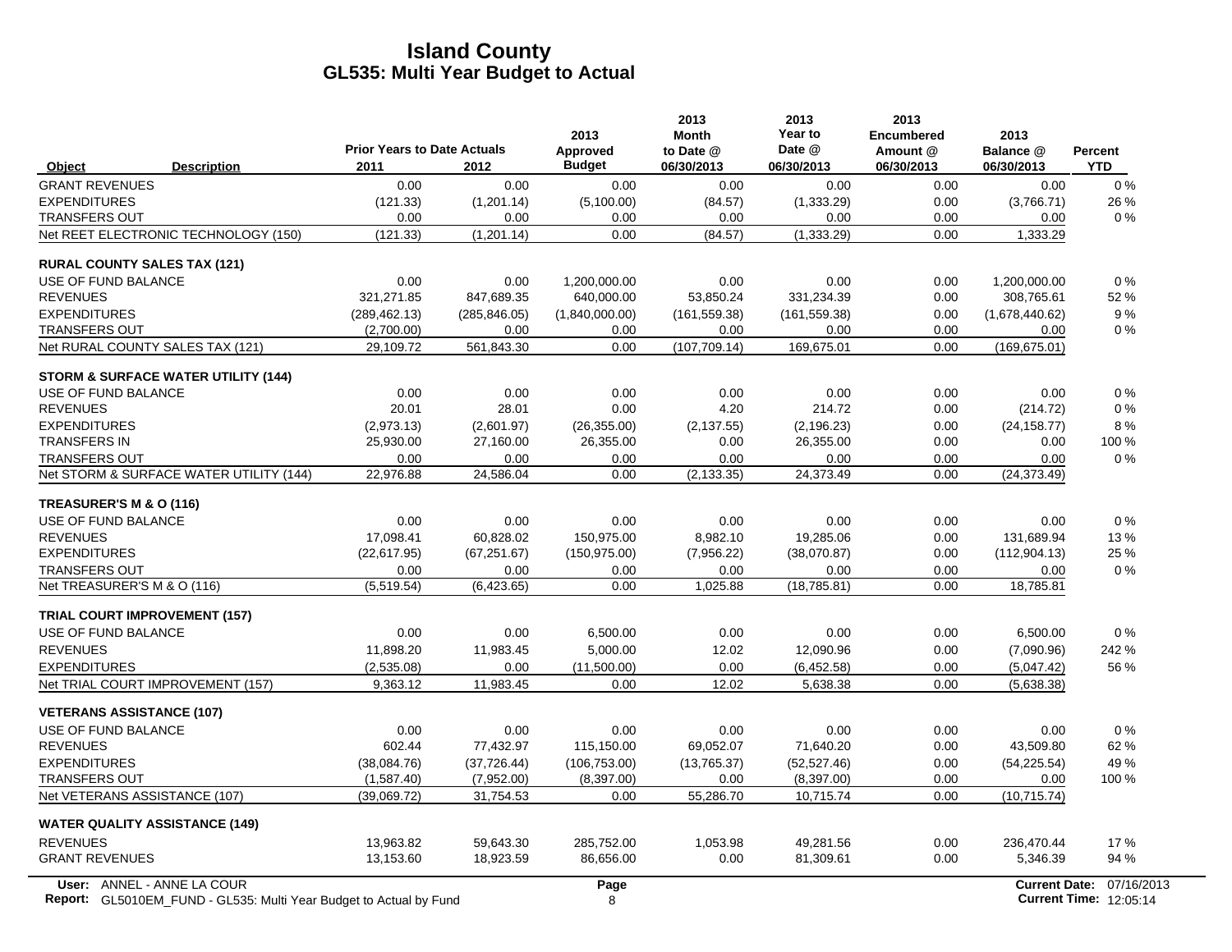# Island County
## GL535: Multi Year Budget to Actual

| Object | Description | Prior Years to Date Actuals 2011 | 2012 | 2013 Approved Budget | 2013 Month to Date @ 06/30/2013 | 2013 Year to Date @ 06/30/2013 | 2013 Encumbered Amount @ 06/30/2013 | 2013 Balance @ 06/30/2013 | Percent YTD |
|---|---|---|---|---|---|---|---|---|---|
| GRANT REVENUES | | 0.00 | 0.00 | 0.00 | 0.00 | 0.00 | 0.00 | 0.00 | 0 % |
| EXPENDITURES | | (121.33) | (1,201.14) | (5,100.00) | (84.57) | (1,333.29) | 0.00 | (3,766.71) | 26 % |
| TRANSFERS OUT | | 0.00 | 0.00 | 0.00 | 0.00 | 0.00 | 0.00 | 0.00 | 0 % |
| Net REET ELECTRONIC TECHNOLOGY (150) | | (121.33) | (1,201.14) | 0.00 | (84.57) | (1,333.29) | 0.00 | 1,333.29 | |
| **RURAL COUNTY SALES TAX (121)** | | | | | | | | | |
| USE OF FUND BALANCE | | 0.00 | 0.00 | 1,200,000.00 | 0.00 | 0.00 | 0.00 | 1,200,000.00 | 0 % |
| REVENUES | | 321,271.85 | 847,689.35 | 640,000.00 | 53,850.24 | 331,234.39 | 0.00 | 308,765.61 | 52 % |
| EXPENDITURES | | (289,462.13) | (285,846.05) | (1,840,000.00) | (161,559.38) | (161,559.38) | 0.00 | (1,678,440.62) | 9 % |
| TRANSFERS OUT | | (2,700.00) | 0.00 | 0.00 | 0.00 | 0.00 | 0.00 | 0.00 | 0 % |
| Net RURAL COUNTY SALES TAX (121) | | 29,109.72 | 561,843.30 | 0.00 | (107,709.14) | 169,675.01 | 0.00 | (169,675.01) | |
| **STORM & SURFACE WATER UTILITY (144)** | | | | | | | | | |
| USE OF FUND BALANCE | | 0.00 | 0.00 | 0.00 | 0.00 | 0.00 | 0.00 | 0.00 | 0 % |
| REVENUES | | 20.01 | 28.01 | 0.00 | 4.20 | 214.72 | 0.00 | (214.72) | 0 % |
| EXPENDITURES | | (2,973.13) | (2,601.97) | (26,355.00) | (2,137.55) | (2,196.23) | 0.00 | (24,158.77) | 8 % |
| TRANSFERS IN | | 25,930.00 | 27,160.00 | 26,355.00 | 0.00 | 26,355.00 | 0.00 | 0.00 | 100 % |
| TRANSFERS OUT | | 0.00 | 0.00 | 0.00 | 0.00 | 0.00 | 0.00 | 0.00 | 0 % |
| Net STORM & SURFACE WATER UTILITY (144) | | 22,976.88 | 24,586.04 | 0.00 | (2,133.35) | 24,373.49 | 0.00 | (24,373.49) | |
| **TREASURER'S M & O (116)** | | | | | | | | | |
| USE OF FUND BALANCE | | 0.00 | 0.00 | 0.00 | 0.00 | 0.00 | 0.00 | 0.00 | 0 % |
| REVENUES | | 17,098.41 | 60,828.02 | 150,975.00 | 8,982.10 | 19,285.06 | 0.00 | 131,689.94 | 13 % |
| EXPENDITURES | | (22,617.95) | (67,251.67) | (150,975.00) | (7,956.22) | (38,070.87) | 0.00 | (112,904.13) | 25 % |
| TRANSFERS OUT | | 0.00 | 0.00 | 0.00 | 0.00 | 0.00 | 0.00 | 0.00 | 0 % |
| Net TREASURER'S M & O (116) | | (5,519.54) | (6,423.65) | 0.00 | 1,025.88 | (18,785.81) | 0.00 | 18,785.81 | |
| **TRIAL COURT IMPROVEMENT (157)** | | | | | | | | | |
| USE OF FUND BALANCE | | 0.00 | 0.00 | 6,500.00 | 0.00 | 0.00 | 0.00 | 6,500.00 | 0 % |
| REVENUES | | 11,898.20 | 11,983.45 | 5,000.00 | 12.02 | 12,090.96 | 0.00 | (7,090.96) | 242 % |
| EXPENDITURES | | (2,535.08) | 0.00 | (11,500.00) | 0.00 | (6,452.58) | 0.00 | (5,047.42) | 56 % |
| Net TRIAL COURT IMPROVEMENT (157) | | 9,363.12 | 11,983.45 | 0.00 | 12.02 | 5,638.38 | 0.00 | (5,638.38) | |
| **VETERANS ASSISTANCE (107)** | | | | | | | | | |
| USE OF FUND BALANCE | | 0.00 | 0.00 | 0.00 | 0.00 | 0.00 | 0.00 | 0.00 | 0 % |
| REVENUES | | 602.44 | 77,432.97 | 115,150.00 | 69,052.07 | 71,640.20 | 0.00 | 43,509.80 | 62 % |
| EXPENDITURES | | (38,084.76) | (37,726.44) | (106,753.00) | (13,765.37) | (52,527.46) | 0.00 | (54,225.54) | 49 % |
| TRANSFERS OUT | | (1,587.40) | (7,952.00) | (8,397.00) | 0.00 | (8,397.00) | 0.00 | 0.00 | 100 % |
| Net VETERANS ASSISTANCE (107) | | (39,069.72) | 31,754.53 | 0.00 | 55,286.70 | 10,715.74 | 0.00 | (10,715.74) | |
| **WATER QUALITY ASSISTANCE (149)** | | | | | | | | | |
| REVENUES | | 13,963.82 | 59,643.30 | 285,752.00 | 1,053.98 | 49,281.56 | 0.00 | 236,470.44 | 17 % |
| GRANT REVENUES | | 13,153.60 | 18,923.59 | 86,656.00 | 0.00 | 81,309.61 | 0.00 | 5,346.39 | 94 % |

User: ANNEL - ANNE LA COUR
Report: GL5010EM_FUND - GL535: Multi Year Budget to Actual by Fund
Current Date: 07/16/2013
Current Time: 12:05:14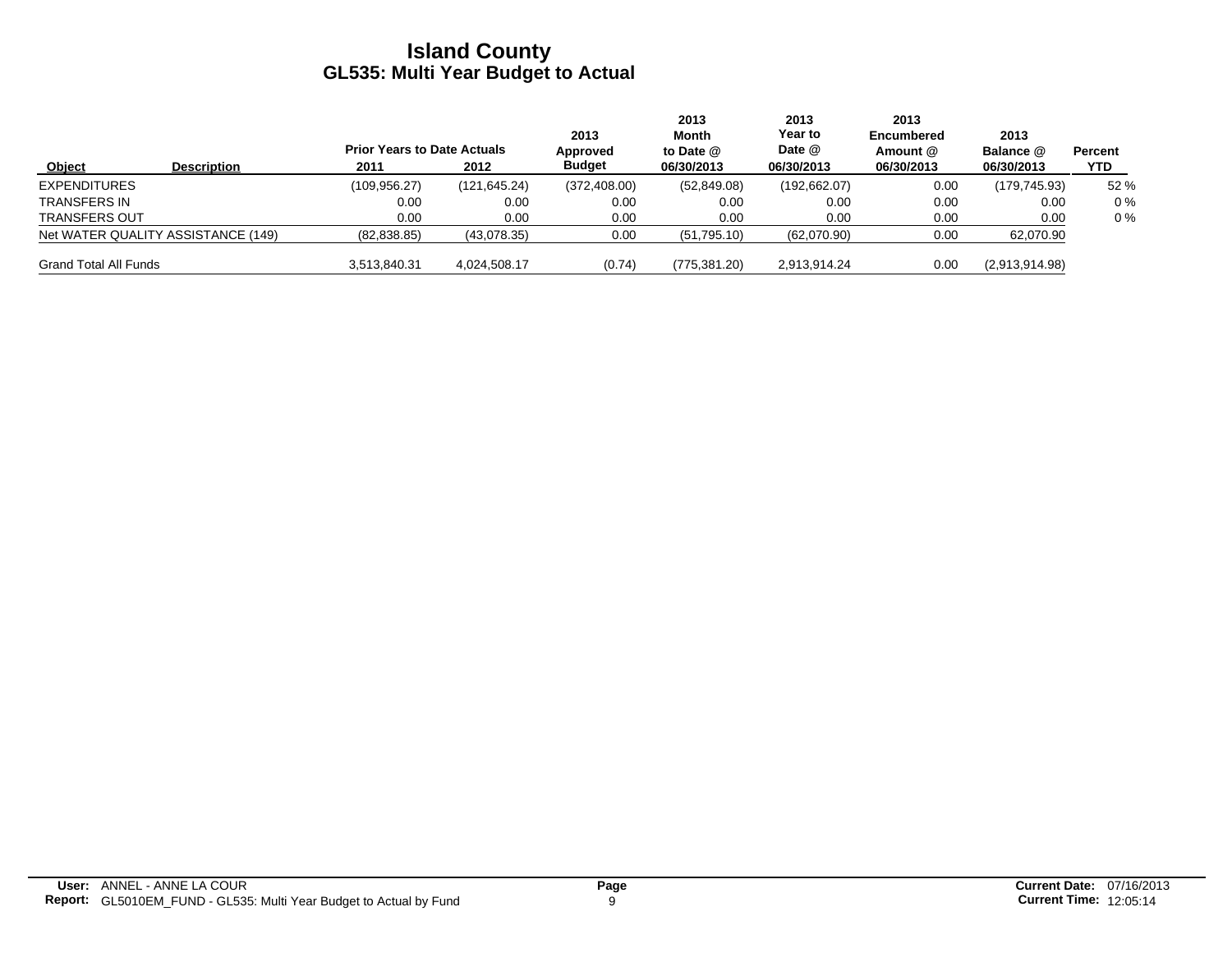# Island County
## GL535: Multi Year Budget to Actual

| Object | Description | Prior Years to Date Actuals 2011 | 2012 | 2013 Approved Budget | 2013 Month to Date @ 06/30/2013 | 2013 Year to Date @ 06/30/2013 | 2013 Encumbered Amount @ 06/30/2013 | 2013 Balance @ 06/30/2013 | Percent YTD |
|---|---|---|---|---|---|---|---|---|---|
| EXPENDITURES | | (109,956.27) | (121,645.24) | (372,408.00) | (52,849.08) | (192,662.07) | 0.00 | (179,745.93) | 52 % |
| TRANSFERS IN | | 0.00 | 0.00 | 0.00 | 0.00 | 0.00 | 0.00 | 0.00 | 0 % |
| TRANSFERS OUT | | 0.00 | 0.00 | 0.00 | 0.00 | 0.00 | 0.00 | 0.00 | 0 % |
| Net WATER QUALITY ASSISTANCE (149) | | (82,838.85) | (43,078.35) | 0.00 | (51,795.10) | (62,070.90) | 0.00 | 62,070.90 | |
| Grand Total All Funds | | 3,513,840.31 | 4,024,508.17 | (0.74) | (775,381.20) | 2,913,914.24 | 0.00 | (2,913,914.98) | |

**User:** ANNEL - ANNE LA COUR
**Report:** GL5010EM_FUND - GL535: Multi Year Budget to Actual by Fund

**Current Date:** 07/16/2013
**Current Time:** 12:05:14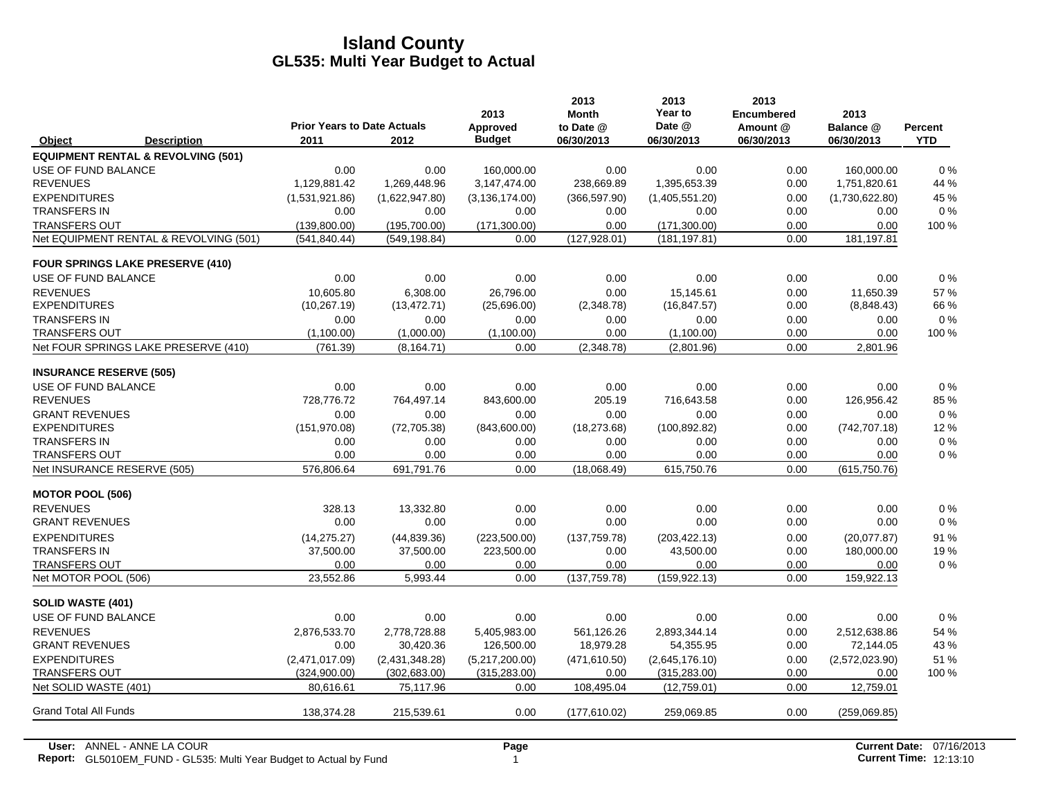# Island County
## GL535: Multi Year Budget to Actual

| Object | Description | Prior Years to Date Actuals 2011 | 2012 | 2013 Approved Budget | 2013 Month to Date @ 06/30/2013 | 2013 Year to Date @ 06/30/2013 | 2013 Encumbered Amount @ 06/30/2013 | 2013 Balance @ 06/30/2013 | Percent YTD |
|---|---|---|---|---|---|---|---|---|---|
| **EQUIPMENT RENTAL & REVOLVING (501)** | | | | | | | | | |
| USE OF FUND BALANCE | | 0.00 | 0.00 | 160,000.00 | 0.00 | 0.00 | 0.00 | 160,000.00 | 0 % |
| REVENUES | | 1,129,881.42 | 1,269,448.96 | 3,147,474.00 | 238,669.89 | 1,395,653.39 | 0.00 | 1,751,820.61 | 44 % |
| EXPENDITURES | | (1,531,921.86) | (1,622,947.80) | (3,136,174.00) | (366,597.90) | (1,405,551.20) | 0.00 | (1,730,622.80) | 45 % |
| TRANSFERS IN | | 0.00 | 0.00 | 0.00 | 0.00 | 0.00 | 0.00 | 0.00 | 0 % |
| TRANSFERS OUT | | (139,800.00) | (195,700.00) | (171,300.00) | 0.00 | (171,300.00) | 0.00 | 0.00 | 100 % |
| Net EQUIPMENT RENTAL & REVOLVING (501) | | (541,840.44) | (549,198.84) | 0.00 | (127,928.01) | (181,197.81) | 0.00 | 181,197.81 | |
| **FOUR SPRINGS LAKE PRESERVE (410)** | | | | | | | | | |
| USE OF FUND BALANCE | | 0.00 | 0.00 | 0.00 | 0.00 | 0.00 | 0.00 | 0.00 | 0 % |
| REVENUES | | 10,605.80 | 6,308.00 | 26,796.00 | 0.00 | 15,145.61 | 0.00 | 11,650.39 | 57 % |
| EXPENDITURES | | (10,267.19) | (13,472.71) | (25,696.00) | (2,348.78) | (16,847.57) | 0.00 | (8,848.43) | 66 % |
| TRANSFERS IN | | 0.00 | 0.00 | 0.00 | 0.00 | 0.00 | 0.00 | 0.00 | 0 % |
| TRANSFERS OUT | | (1,100.00) | (1,000.00) | (1,100.00) | 0.00 | (1,100.00) | 0.00 | 0.00 | 100 % |
| Net FOUR SPRINGS LAKE PRESERVE (410) | | (761.39) | (8,164.71) | 0.00 | (2,348.78) | (2,801.96) | 0.00 | 2,801.96 | |
| **INSURANCE RESERVE (505)** | | | | | | | | | |
| USE OF FUND BALANCE | | 0.00 | 0.00 | 0.00 | 0.00 | 0.00 | 0.00 | 0.00 | 0 % |
| REVENUES | | 728,776.72 | 764,497.14 | 843,600.00 | 205.19 | 716,643.58 | 0.00 | 126,956.42 | 85 % |
| GRANT REVENUES | | 0.00 | 0.00 | 0.00 | 0.00 | 0.00 | 0.00 | 0.00 | 0 % |
| EXPENDITURES | | (151,970.08) | (72,705.38) | (843,600.00) | (18,273.68) | (100,892.82) | 0.00 | (742,707.18) | 12 % |
| TRANSFERS IN | | 0.00 | 0.00 | 0.00 | 0.00 | 0.00 | 0.00 | 0.00 | 0 % |
| TRANSFERS OUT | | 0.00 | 0.00 | 0.00 | 0.00 | 0.00 | 0.00 | 0.00 | 0 % |
| Net INSURANCE RESERVE (505) | | 576,806.64 | 691,791.76 | 0.00 | (18,068.49) | 615,750.76 | 0.00 | (615,750.76) | |
| **MOTOR POOL (506)** | | | | | | | | | |
| REVENUES | | 328.13 | 13,332.80 | 0.00 | 0.00 | 0.00 | 0.00 | 0.00 | 0 % |
| GRANT REVENUES | | 0.00 | 0.00 | 0.00 | 0.00 | 0.00 | 0.00 | 0.00 | 0 % |
| EXPENDITURES | | (14,275.27) | (44,839.36) | (223,500.00) | (137,759.78) | (203,422.13) | 0.00 | (20,077.87) | 91 % |
| TRANSFERS IN | | 37,500.00 | 37,500.00 | 223,500.00 | 0.00 | 43,500.00 | 0.00 | 180,000.00 | 19 % |
| TRANSFERS OUT | | 0.00 | 0.00 | 0.00 | 0.00 | 0.00 | 0.00 | 0.00 | 0 % |
| Net MOTOR POOL (506) | | 23,552.86 | 5,993.44 | 0.00 | (137,759.78) | (159,922.13) | 0.00 | 159,922.13 | |
| **SOLID WASTE (401)** | | | | | | | | | |
| USE OF FUND BALANCE | | 0.00 | 0.00 | 0.00 | 0.00 | 0.00 | 0.00 | 0.00 | 0 % |
| REVENUES | | 2,876,533.70 | 2,778,728.88 | 5,405,983.00 | 561,126.26 | 2,893,344.14 | 0.00 | 2,512,638.86 | 54 % |
| GRANT REVENUES | | 0.00 | 30,420.36 | 126,500.00 | 18,979.28 | 54,355.95 | 0.00 | 72,144.05 | 43 % |
| EXPENDITURES | | (2,471,017.09) | (2,431,348.28) | (5,217,200.00) | (471,610.50) | (2,645,176.10) | 0.00 | (2,572,023.90) | 51 % |
| TRANSFERS OUT | | (324,900.00) | (302,683.00) | (315,283.00) | 0.00 | (315,283.00) | 0.00 | 0.00 | 100 % |
| Net SOLID WASTE (401) | | 80,616.61 | 75,117.96 | 0.00 | 108,495.04 | (12,759.01) | 0.00 | 12,759.01 | |
| Grand Total All Funds | | 138,374.28 | 215,539.61 | 0.00 | (177,610.02) | 259,069.85 | 0.00 | (259,069.85) | |

**User:** ANNEL - ANNE LA COUR
**Report:** GL5010EM_FUND - GL535: Multi Year Budget to Actual by Fund

**Current Date:** 07/16/2013
**Current Time:** 12:13:10